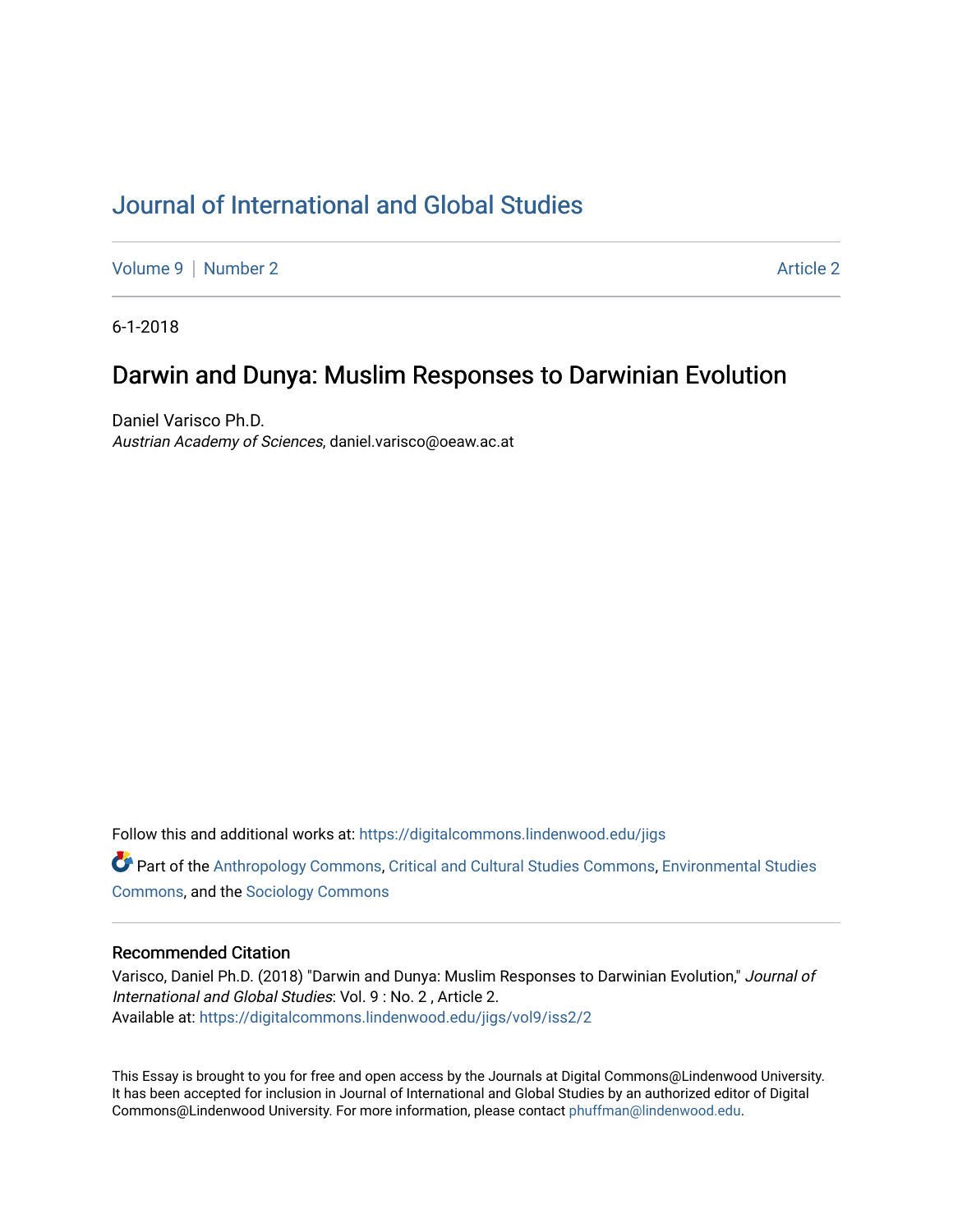# Journal of International and Global Studies

Volume 9 | Number 2 | Article 2

6-1-2018

## Darwin and Dunya: Muslim Responses to Darwinian Evolution

Daniel Varisco Ph.D.
*Austrian Academy of Sciences*, daniel.varisco@oeaw.ac.at

Follow this and additional works at: https://digitalcommons.lindenwood.edu/jigs

Part of the Anthropology Commons, Critical and Cultural Studies Commons, Environmental Studies Commons, and the Sociology Commons

### Recommended Citation

Varisco, Daniel Ph.D. (2018) "Darwin and Dunya: Muslim Responses to Darwinian Evolution," *Journal of International and Global Studies*: Vol. 9 : No. 2 , Article 2.
Available at: https://digitalcommons.lindenwood.edu/jigs/vol9/iss2/2

This Essay is brought to you for free and open access by the Journals at Digital Commons@Lindenwood University. It has been accepted for inclusion in Journal of International and Global Studies by an authorized editor of Digital Commons@Lindenwood University. For more information, please contact phuffman@lindenwood.edu.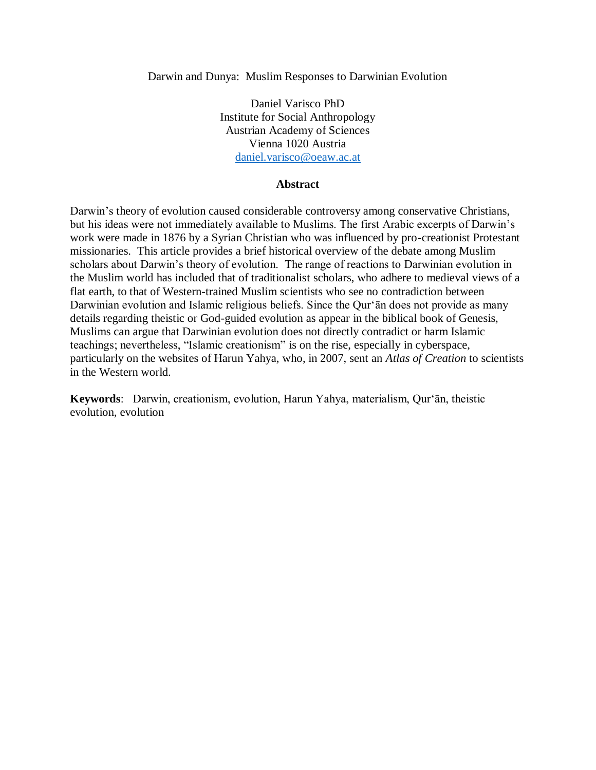Darwin and Dunya: Muslim Responses to Darwinian Evolution

Daniel Varisco PhD
Institute for Social Anthropology
Austrian Academy of Sciences
Vienna 1020 Austria
daniel.varisco@oeaw.ac.at

**Abstract**

Darwin's theory of evolution caused considerable controversy among conservative Christians, but his ideas were not immediately available to Muslims. The first Arabic excerpts of Darwin's work were made in 1876 by a Syrian Christian who was influenced by pro-creationist Protestant missionaries. This article provides a brief historical overview of the debate among Muslim scholars about Darwin's theory of evolution. The range of reactions to Darwinian evolution in the Muslim world has included that of traditionalist scholars, who adhere to medieval views of a flat earth, to that of Western-trained Muslim scientists who see no contradiction between Darwinian evolution and Islamic religious beliefs. Since the Qur'ān does not provide as many details regarding theistic or God-guided evolution as appear in the biblical book of Genesis, Muslims can argue that Darwinian evolution does not directly contradict or harm Islamic teachings; nevertheless, "Islamic creationism" is on the rise, especially in cyberspace, particularly on the websites of Harun Yahya, who, in 2007, sent an *Atlas of Creation* to scientists in the Western world.

**Keywords**: Darwin, creationism, evolution, Harun Yahya, materialism, Qur'ān, theistic evolution, evolution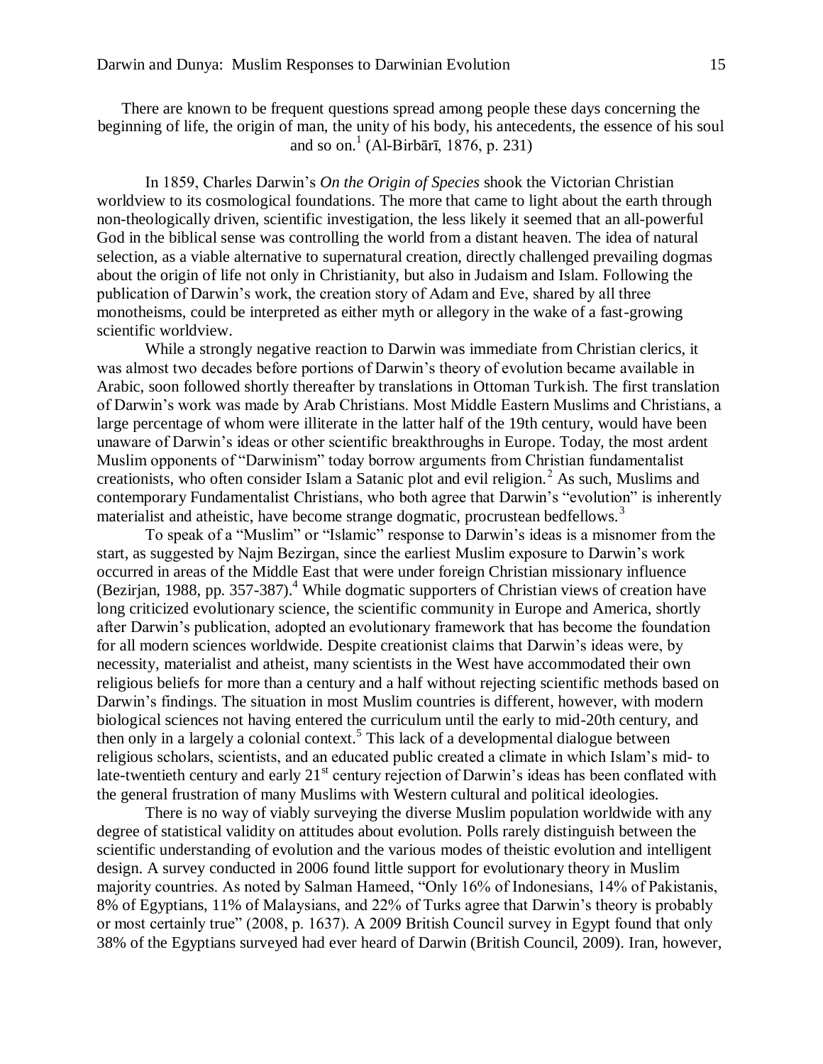There are known to be frequent questions spread among people these days concerning the beginning of life, the origin of man, the unity of his body, his antecedents, the essence of his soul and so on.[1] (Al-Birbārī, 1876, p. 231)

In 1859, Charles Darwin's *On the Origin of Species* shook the Victorian Christian worldview to its cosmological foundations. The more that came to light about the earth through non-theologically driven, scientific investigation, the less likely it seemed that an all-powerful God in the biblical sense was controlling the world from a distant heaven. The idea of natural selection, as a viable alternative to supernatural creation, directly challenged prevailing dogmas about the origin of life not only in Christianity, but also in Judaism and Islam. Following the publication of Darwin's work, the creation story of Adam and Eve, shared by all three monotheisms, could be interpreted as either myth or allegory in the wake of a fast-growing scientific worldview.

While a strongly negative reaction to Darwin was immediate from Christian clerics, it was almost two decades before portions of Darwin's theory of evolution became available in Arabic, soon followed shortly thereafter by translations in Ottoman Turkish. The first translation of Darwin's work was made by Arab Christians. Most Middle Eastern Muslims and Christians, a large percentage of whom were illiterate in the latter half of the 19th century, would have been unaware of Darwin's ideas or other scientific breakthroughs in Europe. Today, the most ardent Muslim opponents of "Darwinism" today borrow arguments from Christian fundamentalist creationists, who often consider Islam a Satanic plot and evil religion.[2] As such, Muslims and contemporary Fundamentalist Christians, who both agree that Darwin's "evolution" is inherently materialist and atheistic, have become strange dogmatic, procrustean bedfellows.[3]

To speak of a "Muslim" or "Islamic" response to Darwin's ideas is a misnomer from the start, as suggested by Najm Bezirgan, since the earliest Muslim exposure to Darwin's work occurred in areas of the Middle East that were under foreign Christian missionary influence (Bezirjan, 1988, pp. 357-387).[4] While dogmatic supporters of Christian views of creation have long criticized evolutionary science, the scientific community in Europe and America, shortly after Darwin's publication, adopted an evolutionary framework that has become the foundation for all modern sciences worldwide. Despite creationist claims that Darwin's ideas were, by necessity, materialist and atheist, many scientists in the West have accommodated their own religious beliefs for more than a century and a half without rejecting scientific methods based on Darwin's findings. The situation in most Muslim countries is different, however, with modern biological sciences not having entered the curriculum until the early to mid-20th century, and then only in a largely a colonial context.[5] This lack of a developmental dialogue between religious scholars, scientists, and an educated public created a climate in which Islam's mid- to late-twentieth century and early 21st century rejection of Darwin's ideas has been conflated with the general frustration of many Muslims with Western cultural and political ideologies.

There is no way of viably surveying the diverse Muslim population worldwide with any degree of statistical validity on attitudes about evolution. Polls rarely distinguish between the scientific understanding of evolution and the various modes of theistic evolution and intelligent design. A survey conducted in 2006 found little support for evolutionary theory in Muslim majority countries. As noted by Salman Hameed, "Only 16% of Indonesians, 14% of Pakistanis, 8% of Egyptians, 11% of Malaysians, and 22% of Turks agree that Darwin's theory is probably or most certainly true" (2008, p. 1637). A 2009 British Council survey in Egypt found that only 38% of the Egyptians surveyed had ever heard of Darwin (British Council, 2009). Iran, however,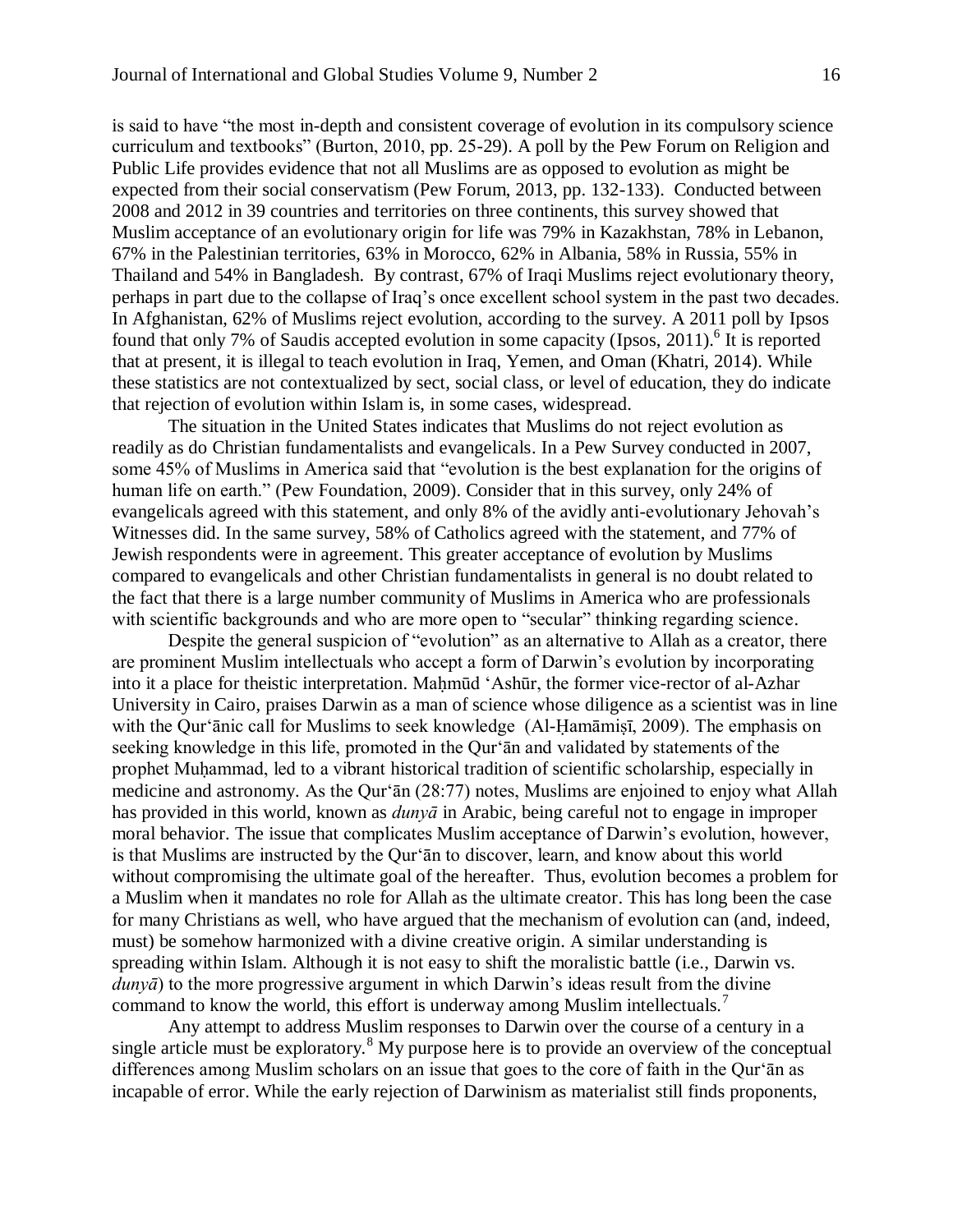is said to have "the most in-depth and consistent coverage of evolution in its compulsory science curriculum and textbooks" (Burton, 2010, pp. 25-29). A poll by the Pew Forum on Religion and Public Life provides evidence that not all Muslims are as opposed to evolution as might be expected from their social conservatism (Pew Forum, 2013, pp. 132-133). Conducted between 2008 and 2012 in 39 countries and territories on three continents, this survey showed that Muslim acceptance of an evolutionary origin for life was 79% in Kazakhstan, 78% in Lebanon, 67% in the Palestinian territories, 63% in Morocco, 62% in Albania, 58% in Russia, 55% in Thailand and 54% in Bangladesh. By contrast, 67% of Iraqi Muslims reject evolutionary theory, perhaps in part due to the collapse of Iraq's once excellent school system in the past two decades. In Afghanistan, 62% of Muslims reject evolution, according to the survey. A 2011 poll by Ipsos found that only 7% of Saudis accepted evolution in some capacity (Ipsos, 2011).[6] It is reported that at present, it is illegal to teach evolution in Iraq, Yemen, and Oman (Khatri, 2014). While these statistics are not contextualized by sect, social class, or level of education, they do indicate that rejection of evolution within Islam is, in some cases, widespread.

The situation in the United States indicates that Muslims do not reject evolution as readily as do Christian fundamentalists and evangelicals. In a Pew Survey conducted in 2007, some 45% of Muslims in America said that "evolution is the best explanation for the origins of human life on earth." (Pew Foundation, 2009). Consider that in this survey, only 24% of evangelicals agreed with this statement, and only 8% of the avidly anti-evolutionary Jehovah's Witnesses did. In the same survey, 58% of Catholics agreed with the statement, and 77% of Jewish respondents were in agreement. This greater acceptance of evolution by Muslims compared to evangelicals and other Christian fundamentalists in general is no doubt related to the fact that there is a large number community of Muslims in America who are professionals with scientific backgrounds and who are more open to "secular" thinking regarding science.

Despite the general suspicion of "evolution" as an alternative to Allah as a creator, there are prominent Muslim intellectuals who accept a form of Darwin's evolution by incorporating into it a place for theistic interpretation. Maḥmūd 'Ashūr, the former vice-rector of al-Azhar University in Cairo, praises Darwin as a man of science whose diligence as a scientist was in line with the Qur'ānic call for Muslims to seek knowledge (Al-Ḥamāmiṣī, 2009). The emphasis on seeking knowledge in this life, promoted in the Qur'ān and validated by statements of the prophet Muḥammad, led to a vibrant historical tradition of scientific scholarship, especially in medicine and astronomy. As the Qur'ān (28:77) notes, Muslims are enjoined to enjoy what Allah has provided in this world, known as *dunyā* in Arabic, being careful not to engage in improper moral behavior. The issue that complicates Muslim acceptance of Darwin's evolution, however, is that Muslims are instructed by the Qur'ān to discover, learn, and know about this world without compromising the ultimate goal of the hereafter. Thus, evolution becomes a problem for a Muslim when it mandates no role for Allah as the ultimate creator. This has long been the case for many Christians as well, who have argued that the mechanism of evolution can (and, indeed, must) be somehow harmonized with a divine creative origin. A similar understanding is spreading within Islam. Although it is not easy to shift the moralistic battle (i.e., Darwin vs. *dunyā*) to the more progressive argument in which Darwin's ideas result from the divine command to know the world, this effort is underway among Muslim intellectuals.[7]

Any attempt to address Muslim responses to Darwin over the course of a century in a single article must be exploratory.[8] My purpose here is to provide an overview of the conceptual differences among Muslim scholars on an issue that goes to the core of faith in the Qur'ān as incapable of error. While the early rejection of Darwinism as materialist still finds proponents,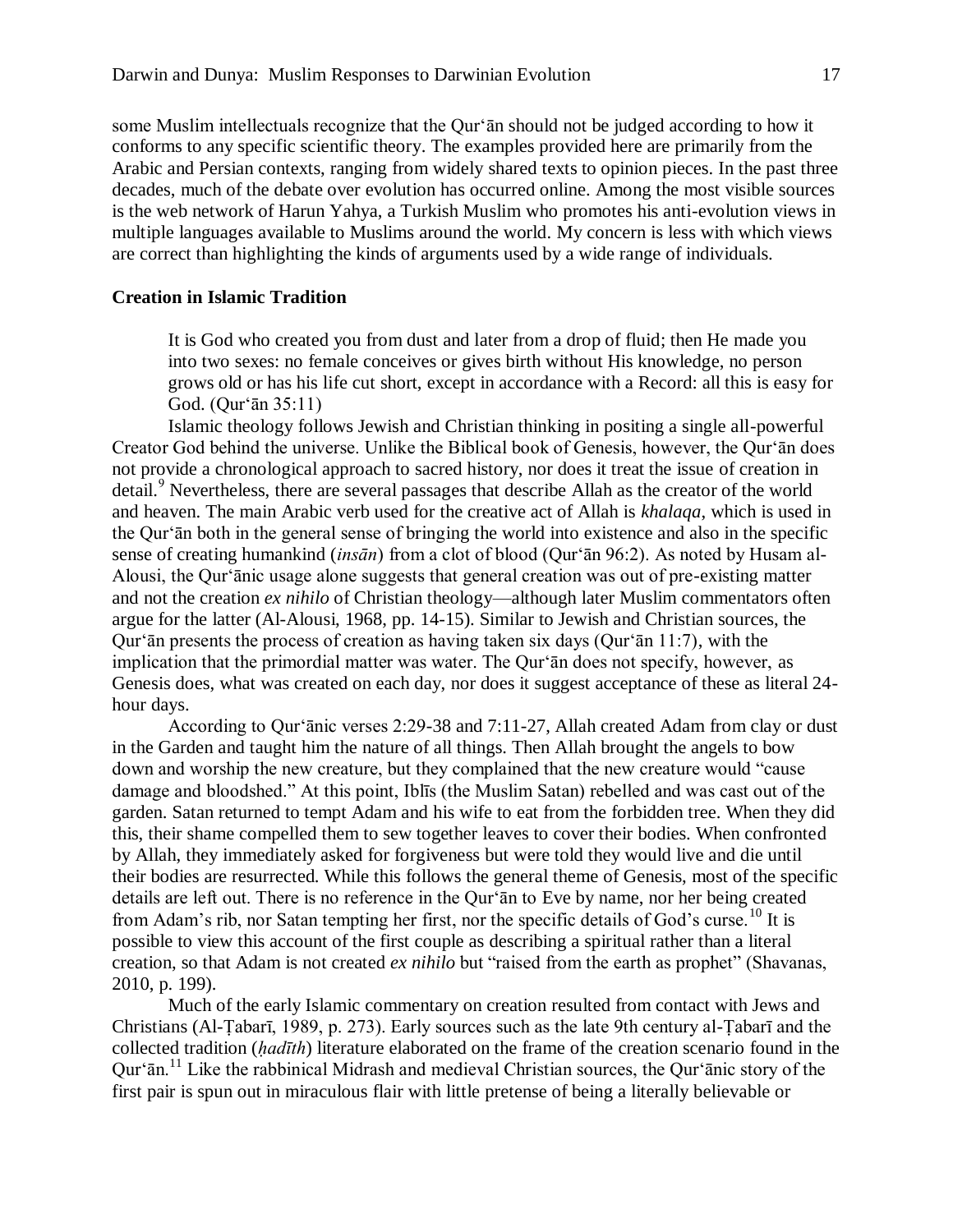some Muslim intellectuals recognize that the Qur'ān should not be judged according to how it conforms to any specific scientific theory. The examples provided here are primarily from the Arabic and Persian contexts, ranging from widely shared texts to opinion pieces. In the past three decades, much of the debate over evolution has occurred online. Among the most visible sources is the web network of Harun Yahya, a Turkish Muslim who promotes his anti-evolution views in multiple languages available to Muslims around the world. My concern is less with which views are correct than highlighting the kinds of arguments used by a wide range of individuals.

## Creation in Islamic Tradition

> It is God who created you from dust and later from a drop of fluid; then He made you into two sexes: no female conceives or gives birth without His knowledge, no person grows old or has his life cut short, except in accordance with a Record: all this is easy for God. (Qur'ān 35:11)

Islamic theology follows Jewish and Christian thinking in positing a single all-powerful Creator God behind the universe. Unlike the Biblical book of Genesis, however, the Qur'ān does not provide a chronological approach to sacred history, nor does it treat the issue of creation in detail.[9] Nevertheless, there are several passages that describe Allah as the creator of the world and heaven. The main Arabic verb used for the creative act of Allah is *khalaqa*, which is used in the Qur'ān both in the general sense of bringing the world into existence and also in the specific sense of creating humankind (*insān*) from a clot of blood (Qur'ān 96:2). As noted by Husam al-Alousi, the Qur'ānic usage alone suggests that general creation was out of pre-existing matter and not the creation *ex nihilo* of Christian theology—although later Muslim commentators often argue for the latter (Al-Alousi, 1968, pp. 14-15). Similar to Jewish and Christian sources, the Qur'ān presents the process of creation as having taken six days (Qur'ān 11:7), with the implication that the primordial matter was water. The Qur'ān does not specify, however, as Genesis does, what was created on each day, nor does it suggest acceptance of these as literal 24-hour days.

According to Qur'ānic verses 2:29-38 and 7:11-27, Allah created Adam from clay or dust in the Garden and taught him the nature of all things. Then Allah brought the angels to bow down and worship the new creature, but they complained that the new creature would "cause damage and bloodshed." At this point, Iblīs (the Muslim Satan) rebelled and was cast out of the garden. Satan returned to tempt Adam and his wife to eat from the forbidden tree. When they did this, their shame compelled them to sew together leaves to cover their bodies. When confronted by Allah, they immediately asked for forgiveness but were told they would live and die until their bodies are resurrected. While this follows the general theme of Genesis, most of the specific details are left out. There is no reference in the Qur'ān to Eve by name, nor her being created from Adam's rib, nor Satan tempting her first, nor the specific details of God's curse.[10] It is possible to view this account of the first couple as describing a spiritual rather than a literal creation, so that Adam is not created *ex nihilo* but "raised from the earth as prophet" (Shavanas, 2010, p. 199).

Much of the early Islamic commentary on creation resulted from contact with Jews and Christians (Al-Ṭabarī, 1989, p. 273). Early sources such as the late 9th century al-Ṭabarī and the collected tradition (*ḥadīth*) literature elaborated on the frame of the creation scenario found in the Qur'ān.[11] Like the rabbinical Midrash and medieval Christian sources, the Qur'ānic story of the first pair is spun out in miraculous flair with little pretense of being a literally believable or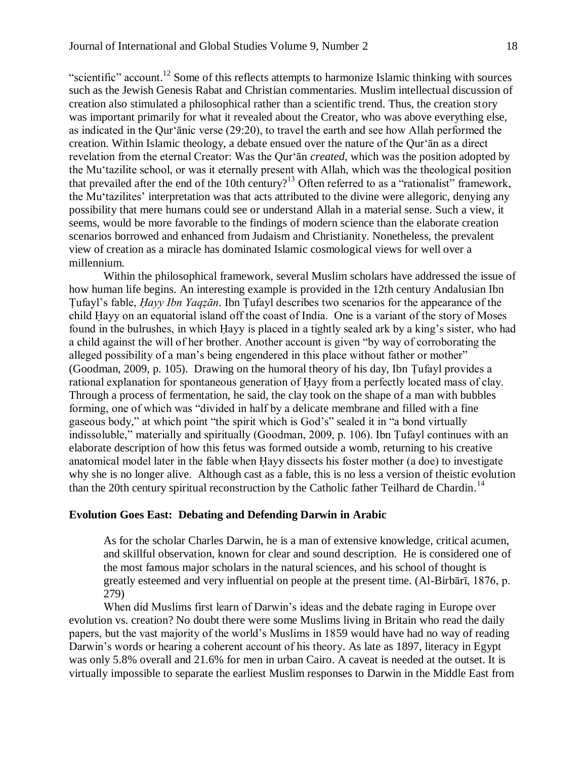"scientific" account.[12] Some of this reflects attempts to harmonize Islamic thinking with sources such as the Jewish Genesis Rabat and Christian commentaries. Muslim intellectual discussion of creation also stimulated a philosophical rather than a scientific trend. Thus, the creation story was important primarily for what it revealed about the Creator, who was above everything else, as indicated in the Qur'ānic verse (29:20), to travel the earth and see how Allah performed the creation. Within Islamic theology, a debate ensued over the nature of the Qur'ān as a direct revelation from the eternal Creator: Was the Qur'ān *created*, which was the position adopted by the Mu'tazilite school, or was it eternally present with Allah, which was the theological position that prevailed after the end of the 10th century?[13] Often referred to as a "rationalist" framework, the Mu'tazilites' interpretation was that acts attributed to the divine were allegoric, denying any possibility that mere humans could see or understand Allah in a material sense. Such a view, it seems, would be more favorable to the findings of modern science than the elaborate creation scenarios borrowed and enhanced from Judaism and Christianity. Nonetheless, the prevalent view of creation as a miracle has dominated Islamic cosmological views for well over a millennium.

Within the philosophical framework, several Muslim scholars have addressed the issue of how human life begins. An interesting example is provided in the 12th century Andalusian Ibn Ṭufayl's fable, *Ḥayy Ibn Yaqẓān*. Ibn Ṭufayl describes two scenarios for the appearance of the child Ḥayy on an equatorial island off the coast of India. One is a variant of the story of Moses found in the bulrushes, in which Ḥayy is placed in a tightly sealed ark by a king's sister, who had a child against the will of her brother. Another account is given "by way of corroborating the alleged possibility of a man's being engendered in this place without father or mother" (Goodman, 2009, p. 105). Drawing on the humoral theory of his day, Ibn Ṭufayl provides a rational explanation for spontaneous generation of Ḥayy from a perfectly located mass of clay. Through a process of fermentation, he said, the clay took on the shape of a man with bubbles forming, one of which was "divided in half by a delicate membrane and filled with a fine gaseous body," at which point "the spirit which is God's" sealed it in "a bond virtually indissoluble," materially and spiritually (Goodman, 2009, p. 106). Ibn Ṭufayl continues with an elaborate description of how this fetus was formed outside a womb, returning to his creative anatomical model later in the fable when Ḥayy dissects his foster mother (a doe) to investigate why she is no longer alive. Although cast as a fable, this is no less a version of theistic evolution than the 20th century spiritual reconstruction by the Catholic father Teilhard de Chardin.[14]

### Evolution Goes East: Debating and Defending Darwin in Arabic

> As for the scholar Charles Darwin, he is a man of extensive knowledge, critical acumen, and skillful observation, known for clear and sound description. He is considered one of the most famous major scholars in the natural sciences, and his school of thought is greatly esteemed and very influential on people at the present time. (Al-Birbārī, 1876, p. 279)

When did Muslims first learn of Darwin's ideas and the debate raging in Europe over evolution vs. creation? No doubt there were some Muslims living in Britain who read the daily papers, but the vast majority of the world's Muslims in 1859 would have had no way of reading Darwin's words or hearing a coherent account of his theory. As late as 1897, literacy in Egypt was only 5.8% overall and 21.6% for men in urban Cairo. A caveat is needed at the outset. It is virtually impossible to separate the earliest Muslim responses to Darwin in the Middle East from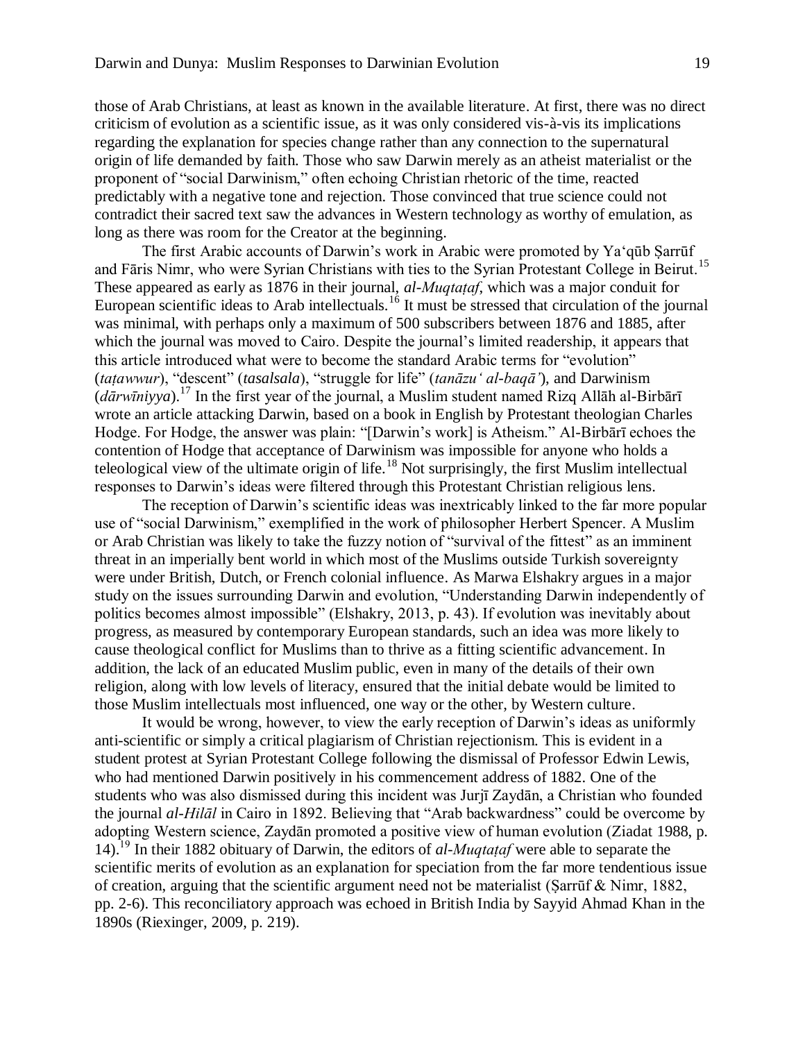those of Arab Christians, at least as known in the available literature. At first, there was no direct criticism of evolution as a scientific issue, as it was only considered vis-à-vis its implications regarding the explanation for species change rather than any connection to the supernatural origin of life demanded by faith. Those who saw Darwin merely as an atheist materialist or the proponent of "social Darwinism," often echoing Christian rhetoric of the time, reacted predictably with a negative tone and rejection. Those convinced that true science could not contradict their sacred text saw the advances in Western technology as worthy of emulation, as long as there was room for the Creator at the beginning.

The first Arabic accounts of Darwin's work in Arabic were promoted by Ya'qūb Ṣarrūf and Fāris Nimr, who were Syrian Christians with ties to the Syrian Protestant College in Beirut.[15] These appeared as early as 1876 in their journal, *al-Muqtaṭaf*, which was a major conduit for European scientific ideas to Arab intellectuals.[16] It must be stressed that circulation of the journal was minimal, with perhaps only a maximum of 500 subscribers between 1876 and 1885, after which the journal was moved to Cairo. Despite the journal's limited readership, it appears that this article introduced what were to become the standard Arabic terms for "evolution" (*taṭawwur*), "descent" (*tasalsala*), "struggle for life" (*tanāzu' al-baqā'*), and Darwinism (*dārwīniyya*).[17] In the first year of the journal, a Muslim student named Rizq Allāh al-Birbārī wrote an article attacking Darwin, based on a book in English by Protestant theologian Charles Hodge. For Hodge, the answer was plain: "[Darwin's work] is Atheism." Al-Birbārī echoes the contention of Hodge that acceptance of Darwinism was impossible for anyone who holds a teleological view of the ultimate origin of life.[18] Not surprisingly, the first Muslim intellectual responses to Darwin's ideas were filtered through this Protestant Christian religious lens.

The reception of Darwin's scientific ideas was inextricably linked to the far more popular use of "social Darwinism," exemplified in the work of philosopher Herbert Spencer. A Muslim or Arab Christian was likely to take the fuzzy notion of "survival of the fittest" as an imminent threat in an imperially bent world in which most of the Muslims outside Turkish sovereignty were under British, Dutch, or French colonial influence. As Marwa Elshakry argues in a major study on the issues surrounding Darwin and evolution, "Understanding Darwin independently of politics becomes almost impossible" (Elshakry, 2013, p. 43). If evolution was inevitably about progress, as measured by contemporary European standards, such an idea was more likely to cause theological conflict for Muslims than to thrive as a fitting scientific advancement. In addition, the lack of an educated Muslim public, even in many of the details of their own religion, along with low levels of literacy, ensured that the initial debate would be limited to those Muslim intellectuals most influenced, one way or the other, by Western culture.

It would be wrong, however, to view the early reception of Darwin's ideas as uniformly anti-scientific or simply a critical plagiarism of Christian rejectionism. This is evident in a student protest at Syrian Protestant College following the dismissal of Professor Edwin Lewis, who had mentioned Darwin positively in his commencement address of 1882. One of the students who was also dismissed during this incident was Jurjī Zaydān, a Christian who founded the journal *al-Hilāl* in Cairo in 1892. Believing that "Arab backwardness" could be overcome by adopting Western science, Zaydān promoted a positive view of human evolution (Ziadat 1988, p. 14).[19] In their 1882 obituary of Darwin, the editors of *al-Muqtaṭaf* were able to separate the scientific merits of evolution as an explanation for speciation from the far more tendentious issue of creation, arguing that the scientific argument need not be materialist (Ṣarrūf & Nimr, 1882, pp. 2-6). This reconciliatory approach was echoed in British India by Sayyid Ahmad Khan in the 1890s (Riexinger, 2009, p. 219).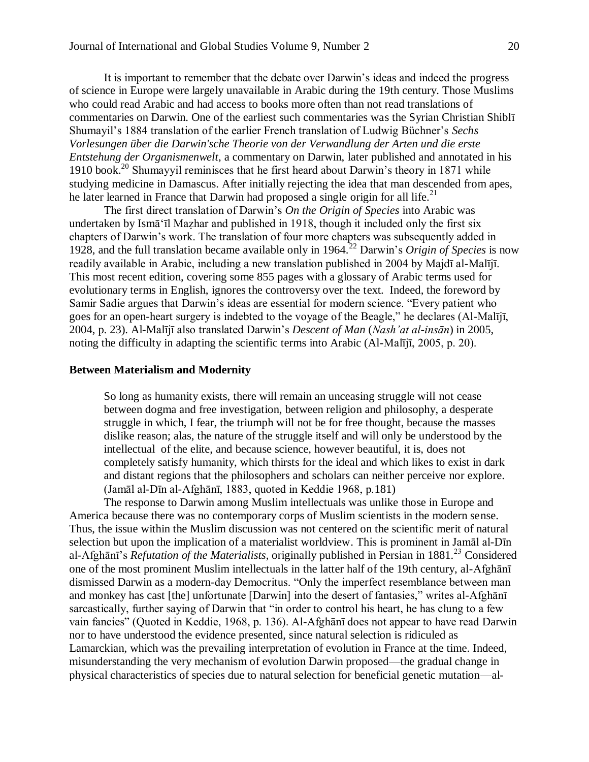It is important to remember that the debate over Darwin's ideas and indeed the progress of science in Europe were largely unavailable in Arabic during the 19th century. Those Muslims who could read Arabic and had access to books more often than not read translations of commentaries on Darwin. One of the earliest such commentaries was the Syrian Christian Shiblī Shumayil's 1884 translation of the earlier French translation of Ludwig Büchner's *Sechs Vorlesungen über die Darwin'sche Theorie von der Verwandlung der Arten und die erste Entstehung der Organismenwelt*, a commentary on Darwin, later published and annotated in his 1910 book.[20] Shumayyil reminisces that he first heard about Darwin's theory in 1871 while studying medicine in Damascus. After initially rejecting the idea that man descended from apes, he later learned in France that Darwin had proposed a single origin for all life.[21]

The first direct translation of Darwin's *On the Origin of Species* into Arabic was undertaken by Ismāʿīl Maẓhar and published in 1918, though it included only the first six chapters of Darwin's work. The translation of four more chapters was subsequently added in 1928, and the full translation became available only in 1964.[22] Darwin's *Origin of Species* is now readily available in Arabic, including a new translation published in 2004 by Majdī al-Malījī. This most recent edition, covering some 855 pages with a glossary of Arabic terms used for evolutionary terms in English, ignores the controversy over the text. Indeed, the foreword by Samir Sadie argues that Darwin's ideas are essential for modern science. "Every patient who goes for an open-heart surgery is indebted to the voyage of the Beagle," he declares (Al-Malījī, 2004, p. 23). Al-Malījī also translated Darwin's *Descent of Man* (*Nash'at al-insān*) in 2005, noting the difficulty in adapting the scientific terms into Arabic (Al-Malījī, 2005, p. 20).

### Between Materialism and Modernity

> So long as humanity exists, there will remain an unceasing struggle will not cease between dogma and free investigation, between religion and philosophy, a desperate struggle in which, I fear, the triumph will not be for free thought, because the masses dislike reason; alas, the nature of the struggle itself and will only be understood by the intellectual of the elite, and because science, however beautiful, it is, does not completely satisfy humanity, which thirsts for the ideal and which likes to exist in dark and distant regions that the philosophers and scholars can neither perceive nor explore. (Jamāl al-Dīn al-Afghānī, 1883, quoted in Keddie 1968, p.181)

The response to Darwin among Muslim intellectuals was unlike those in Europe and America because there was no contemporary corps of Muslim scientists in the modern sense. Thus, the issue within the Muslim discussion was not centered on the scientific merit of natural selection but upon the implication of a materialist worldview. This is prominent in Jamāl al-Dīn al-Afghānī's *Refutation of the Materialists*, originally published in Persian in 1881.[23] Considered one of the most prominent Muslim intellectuals in the latter half of the 19th century, al-Afghānī dismissed Darwin as a modern-day Democritus. "Only the imperfect resemblance between man and monkey has cast [the] unfortunate [Darwin] into the desert of fantasies," writes al-Afghānī sarcastically, further saying of Darwin that "in order to control his heart, he has clung to a few vain fancies" (Quoted in Keddie, 1968, p. 136). Al-Afghānī does not appear to have read Darwin nor to have understood the evidence presented, since natural selection is ridiculed as Lamarckian, which was the prevailing interpretation of evolution in France at the time. Indeed, misunderstanding the very mechanism of evolution Darwin proposed—the gradual change in physical characteristics of species due to natural selection for beneficial genetic mutation—al-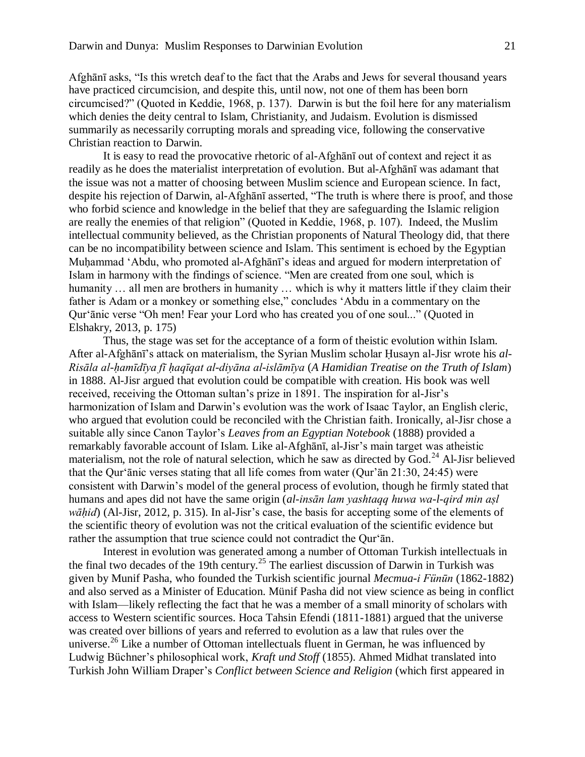Afghānī asks, "Is this wretch deaf to the fact that the Arabs and Jews for several thousand years have practiced circumcision, and despite this, until now, not one of them has been born circumcised?" (Quoted in Keddie, 1968, p. 137). Darwin is but the foil here for any materialism which denies the deity central to Islam, Christianity, and Judaism. Evolution is dismissed summarily as necessarily corrupting morals and spreading vice, following the conservative Christian reaction to Darwin.

It is easy to read the provocative rhetoric of al-Afghānī out of context and reject it as readily as he does the materialist interpretation of evolution. But al-Afghānī was adamant that the issue was not a matter of choosing between Muslim science and European science. In fact, despite his rejection of Darwin, al-Afghānī asserted, "The truth is where there is proof, and those who forbid science and knowledge in the belief that they are safeguarding the Islamic religion are really the enemies of that religion" (Quoted in Keddie, 1968, p. 107). Indeed, the Muslim intellectual community believed, as the Christian proponents of Natural Theology did, that there can be no incompatibility between science and Islam. This sentiment is echoed by the Egyptian Muḥammad 'Abdu, who promoted al-Afghānī's ideas and argued for modern interpretation of Islam in harmony with the findings of science. "Men are created from one soul, which is humanity … all men are brothers in humanity … which is why it matters little if they claim their father is Adam or a monkey or something else," concludes 'Abdu in a commentary on the Qur'ānic verse "Oh men! Fear your Lord who has created you of one soul..." (Quoted in Elshakry, 2013, p. 175)

Thus, the stage was set for the acceptance of a form of theistic evolution within Islam. After al-Afghānī's attack on materialism, the Syrian Muslim scholar Ḥusayn al-Jisr wrote his *al-Risāla al-ḥamīdīya fī ḥaqīqat al-diyāna al-islāmīya* (*A Hamidian Treatise on the Truth of Islam*) in 1888. Al-Jisr argued that evolution could be compatible with creation. His book was well received, receiving the Ottoman sultan's prize in 1891. The inspiration for al-Jisr's harmonization of Islam and Darwin's evolution was the work of Isaac Taylor, an English cleric, who argued that evolution could be reconciled with the Christian faith. Ironically, al-Jisr chose a suitable ally since Canon Taylor's *Leaves from an Egyptian Notebook* (1888) provided a remarkably favorable account of Islam. Like al-Afghānī, al-Jisr's main target was atheistic materialism, not the role of natural selection, which he saw as directed by God.[24] Al-Jisr believed that the Qur'ānic verses stating that all life comes from water (Qur'ān 21:30, 24:45) were consistent with Darwin's model of the general process of evolution, though he firmly stated that humans and apes did not have the same origin (*al-insān lam yashtaqq huwa wa-l-qird min aṣl wāḥid*) (Al-Jisr, 2012, p. 315). In al-Jisr's case, the basis for accepting some of the elements of the scientific theory of evolution was not the critical evaluation of the scientific evidence but rather the assumption that true science could not contradict the Qur'ān.

Interest in evolution was generated among a number of Ottoman Turkish intellectuals in the final two decades of the 19th century.[25] The earliest discussion of Darwin in Turkish was given by Munif Pasha, who founded the Turkish scientific journal *Mecmua-i Fünūn* (1862-1882) and also served as a Minister of Education. Münif Pasha did not view science as being in conflict with Islam—likely reflecting the fact that he was a member of a small minority of scholars with access to Western scientific sources. Hoca Tahsin Efendi (1811-1881) argued that the universe was created over billions of years and referred to evolution as a law that rules over the universe.[26] Like a number of Ottoman intellectuals fluent in German, he was influenced by Ludwig Büchner's philosophical work, *Kraft und Stoff* (1855). Ahmed Midhat translated into Turkish John William Draper's *Conflict between Science and Religion* (which first appeared in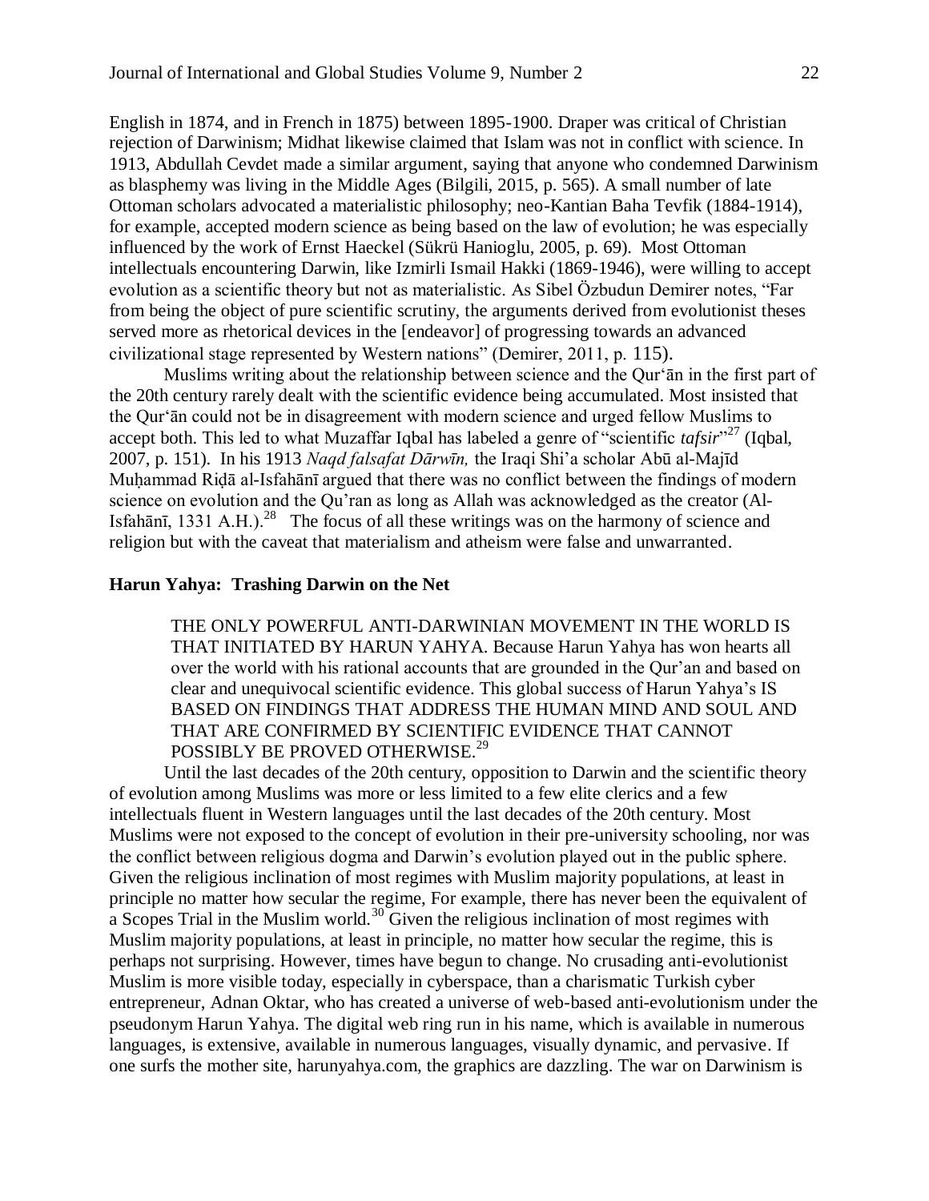English in 1874, and in French in 1875) between 1895-1900. Draper was critical of Christian rejection of Darwinism; Midhat likewise claimed that Islam was not in conflict with science. In 1913, Abdullah Cevdet made a similar argument, saying that anyone who condemned Darwinism as blasphemy was living in the Middle Ages (Bilgili, 2015, p. 565). A small number of late Ottoman scholars advocated a materialistic philosophy; neo-Kantian Baha Tevfik (1884-1914), for example, accepted modern science as being based on the law of evolution; he was especially influenced by the work of Ernst Haeckel (Sükrü Hanioglu, 2005, p. 69). Most Ottoman intellectuals encountering Darwin, like Izmirli Ismail Hakki (1869-1946), were willing to accept evolution as a scientific theory but not as materialistic. As Sibel Özbudun Demirer notes, "Far from being the object of pure scientific scrutiny, the arguments derived from evolutionist theses served more as rhetorical devices in the [endeavor] of progressing towards an advanced civilizational stage represented by Western nations" (Demirer, 2011, p. 115).

Muslims writing about the relationship between science and the Qur'ān in the first part of the 20th century rarely dealt with the scientific evidence being accumulated. Most insisted that the Qur'ān could not be in disagreement with modern science and urged fellow Muslims to accept both. This led to what Muzaffar Iqbal has labeled a genre of "scientific *tafsir*"[27] (Iqbal, 2007, p. 151). In his 1913 *Naqd falsafat Dārwīn,* the Iraqi Shi'a scholar Abū al-Majīd Muḥammad Riḍā al-Isfahānī argued that there was no conflict between the findings of modern science on evolution and the Qu'ran as long as Allah was acknowledged as the creator (Al-Isfahānī, 1331 A.H.).[28] The focus of all these writings was on the harmony of science and religion but with the caveat that materialism and atheism were false and unwarranted.

### Harun Yahya: Trashing Darwin on the Net

> THE ONLY POWERFUL ANTI-DARWINIAN MOVEMENT IN THE WORLD IS THAT INITIATED BY HARUN YAHYA. Because Harun Yahya has won hearts all over the world with his rational accounts that are grounded in the Qur'an and based on clear and unequivocal scientific evidence. This global success of Harun Yahya's IS BASED ON FINDINGS THAT ADDRESS THE HUMAN MIND AND SOUL AND THAT ARE CONFIRMED BY SCIENTIFIC EVIDENCE THAT CANNOT POSSIBLY BE PROVED OTHERWISE.[29]

Until the last decades of the 20th century, opposition to Darwin and the scientific theory of evolution among Muslims was more or less limited to a few elite clerics and a few intellectuals fluent in Western languages until the last decades of the 20th century. Most Muslims were not exposed to the concept of evolution in their pre-university schooling, nor was the conflict between religious dogma and Darwin's evolution played out in the public sphere. Given the religious inclination of most regimes with Muslim majority populations, at least in principle no matter how secular the regime, For example, there has never been the equivalent of a Scopes Trial in the Muslim world.[30] Given the religious inclination of most regimes with Muslim majority populations, at least in principle, no matter how secular the regime, this is perhaps not surprising. However, times have begun to change. No crusading anti-evolutionist Muslim is more visible today, especially in cyberspace, than a charismatic Turkish cyber entrepreneur, Adnan Oktar, who has created a universe of web-based anti-evolutionism under the pseudonym Harun Yahya. The digital web ring run in his name, which is available in numerous languages, is extensive, available in numerous languages, visually dynamic, and pervasive. If one surfs the mother site, harunyahya.com, the graphics are dazzling. The war on Darwinism is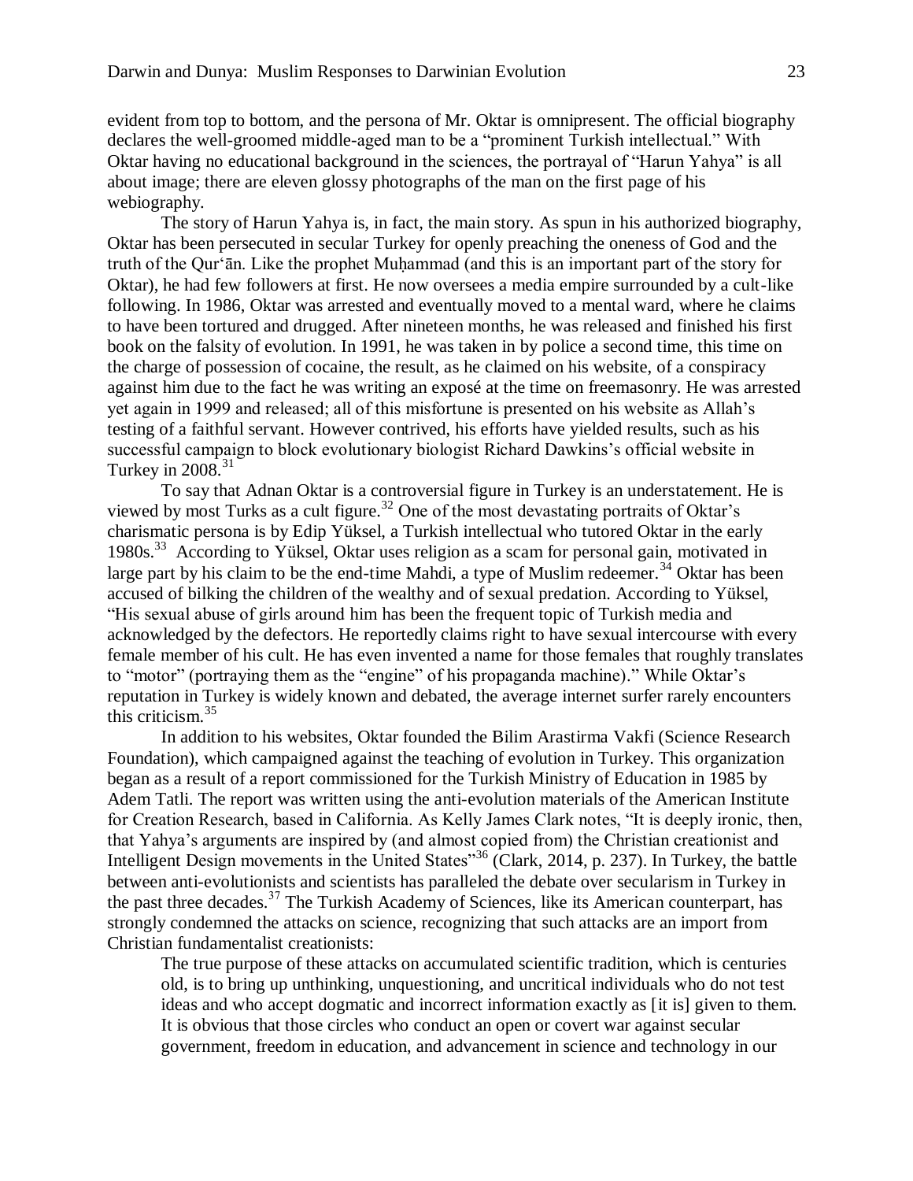evident from top to bottom, and the persona of Mr. Oktar is omnipresent. The official biography declares the well-groomed middle-aged man to be a "prominent Turkish intellectual." With Oktar having no educational background in the sciences, the portrayal of "Harun Yahya" is all about image; there are eleven glossy photographs of the man on the first page of his webiography.

The story of Harun Yahya is, in fact, the main story. As spun in his authorized biography, Oktar has been persecuted in secular Turkey for openly preaching the oneness of God and the truth of the Qur'ān. Like the prophet Muḥammad (and this is an important part of the story for Oktar), he had few followers at first. He now oversees a media empire surrounded by a cult-like following. In 1986, Oktar was arrested and eventually moved to a mental ward, where he claims to have been tortured and drugged. After nineteen months, he was released and finished his first book on the falsity of evolution. In 1991, he was taken in by police a second time, this time on the charge of possession of cocaine, the result, as he claimed on his website, of a conspiracy against him due to the fact he was writing an exposé at the time on freemasonry. He was arrested yet again in 1999 and released; all of this misfortune is presented on his website as Allah's testing of a faithful servant. However contrived, his efforts have yielded results, such as his successful campaign to block evolutionary biologist Richard Dawkins's official website in Turkey in 2008.[31]

To say that Adnan Oktar is a controversial figure in Turkey is an understatement. He is viewed by most Turks as a cult figure.[32] One of the most devastating portraits of Oktar's charismatic persona is by Edip Yüksel, a Turkish intellectual who tutored Oktar in the early 1980s.[33] According to Yüksel, Oktar uses religion as a scam for personal gain, motivated in large part by his claim to be the end-time Mahdi, a type of Muslim redeemer.[34] Oktar has been accused of bilking the children of the wealthy and of sexual predation. According to Yüksel, "His sexual abuse of girls around him has been the frequent topic of Turkish media and acknowledged by the defectors. He reportedly claims right to have sexual intercourse with every female member of his cult. He has even invented a name for those females that roughly translates to "motor" (portraying them as the "engine" of his propaganda machine)." While Oktar's reputation in Turkey is widely known and debated, the average internet surfer rarely encounters this criticism.[35]

In addition to his websites, Oktar founded the Bilim Arastirma Vakfi (Science Research Foundation), which campaigned against the teaching of evolution in Turkey. This organization began as a result of a report commissioned for the Turkish Ministry of Education in 1985 by Adem Tatli. The report was written using the anti-evolution materials of the American Institute for Creation Research, based in California. As Kelly James Clark notes, "It is deeply ironic, then, that Yahya's arguments are inspired by (and almost copied from) the Christian creationist and Intelligent Design movements in the United States"[36] (Clark, 2014, p. 237). In Turkey, the battle between anti-evolutionists and scientists has paralleled the debate over secularism in Turkey in the past three decades.[37] The Turkish Academy of Sciences, like its American counterpart, has strongly condemned the attacks on science, recognizing that such attacks are an import from Christian fundamentalist creationists:

> The true purpose of these attacks on accumulated scientific tradition, which is centuries old, is to bring up unthinking, unquestioning, and uncritical individuals who do not test ideas and who accept dogmatic and incorrect information exactly as [it is] given to them. It is obvious that those circles who conduct an open or covert war against secular government, freedom in education, and advancement in science and technology in our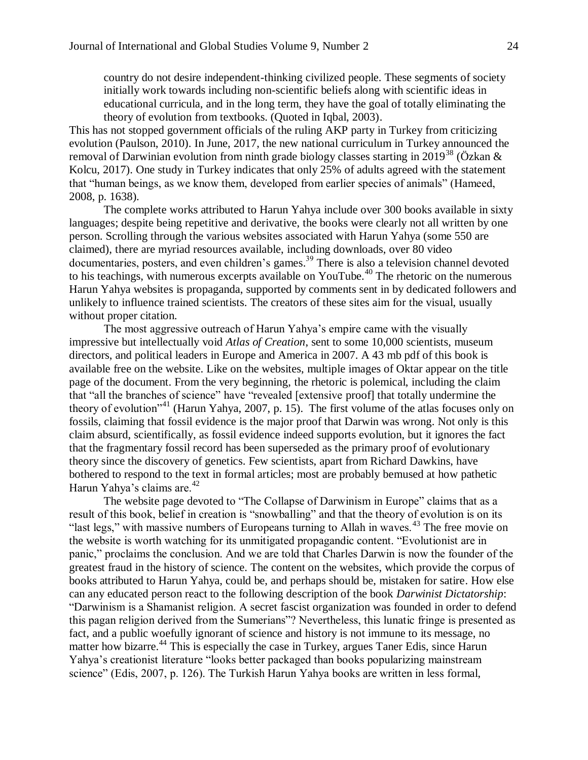> country do not desire independent-thinking civilized people. These segments of society initially work towards including non-scientific beliefs along with scientific ideas in educational curricula, and in the long term, they have the goal of totally eliminating the theory of evolution from textbooks. (Quoted in Iqbal, 2003).

This has not stopped government officials of the ruling AKP party in Turkey from criticizing evolution (Paulson, 2010). In June, 2017, the new national curriculum in Turkey announced the removal of Darwinian evolution from ninth grade biology classes starting in 2019[38] (Özkan & Kolcu, 2017). One study in Turkey indicates that only 25% of adults agreed with the statement that "human beings, as we know them, developed from earlier species of animals" (Hameed, 2008, p. 1638).

The complete works attributed to Harun Yahya include over 300 books available in sixty languages; despite being repetitive and derivative, the books were clearly not all written by one person. Scrolling through the various websites associated with Harun Yahya (some 550 are claimed), there are myriad resources available, including downloads, over 80 video documentaries, posters, and even children's games.[39] There is also a television channel devoted to his teachings, with numerous excerpts available on YouTube.[40] The rhetoric on the numerous Harun Yahya websites is propaganda, supported by comments sent in by dedicated followers and unlikely to influence trained scientists. The creators of these sites aim for the visual, usually without proper citation.

The most aggressive outreach of Harun Yahya's empire came with the visually impressive but intellectually void *Atlas of Creation*, sent to some 10,000 scientists, museum directors, and political leaders in Europe and America in 2007. A 43 mb pdf of this book is available free on the website. Like on the websites, multiple images of Oktar appear on the title page of the document. From the very beginning, the rhetoric is polemical, including the claim that "all the branches of science" have "revealed [extensive proof] that totally undermine the theory of evolution"[41] (Harun Yahya, 2007, p. 15). The first volume of the atlas focuses only on fossils, claiming that fossil evidence is the major proof that Darwin was wrong. Not only is this claim absurd, scientifically, as fossil evidence indeed supports evolution, but it ignores the fact that the fragmentary fossil record has been superseded as the primary proof of evolutionary theory since the discovery of genetics. Few scientists, apart from Richard Dawkins, have bothered to respond to the text in formal articles; most are probably bemused at how pathetic Harun Yahya's claims are.[42]

The website page devoted to "The Collapse of Darwinism in Europe" claims that as a result of this book, belief in creation is "snowballing" and that the theory of evolution is on its "last legs," with massive numbers of Europeans turning to Allah in waves.[43] The free movie on the website is worth watching for its unmitigated propagandic content. "Evolutionist are in panic," proclaims the conclusion. And we are told that Charles Darwin is now the founder of the greatest fraud in the history of science. The content on the websites, which provide the corpus of books attributed to Harun Yahya, could be, and perhaps should be, mistaken for satire. How else can any educated person react to the following description of the book *Darwinist Dictatorship*: "Darwinism is a Shamanist religion. A secret fascist organization was founded in order to defend this pagan religion derived from the Sumerians"? Nevertheless, this lunatic fringe is presented as fact, and a public woefully ignorant of science and history is not immune to its message, no matter how bizarre.[44] This is especially the case in Turkey, argues Taner Edis, since Harun Yahya's creationist literature "looks better packaged than books popularizing mainstream science" (Edis, 2007, p. 126). The Turkish Harun Yahya books are written in less formal,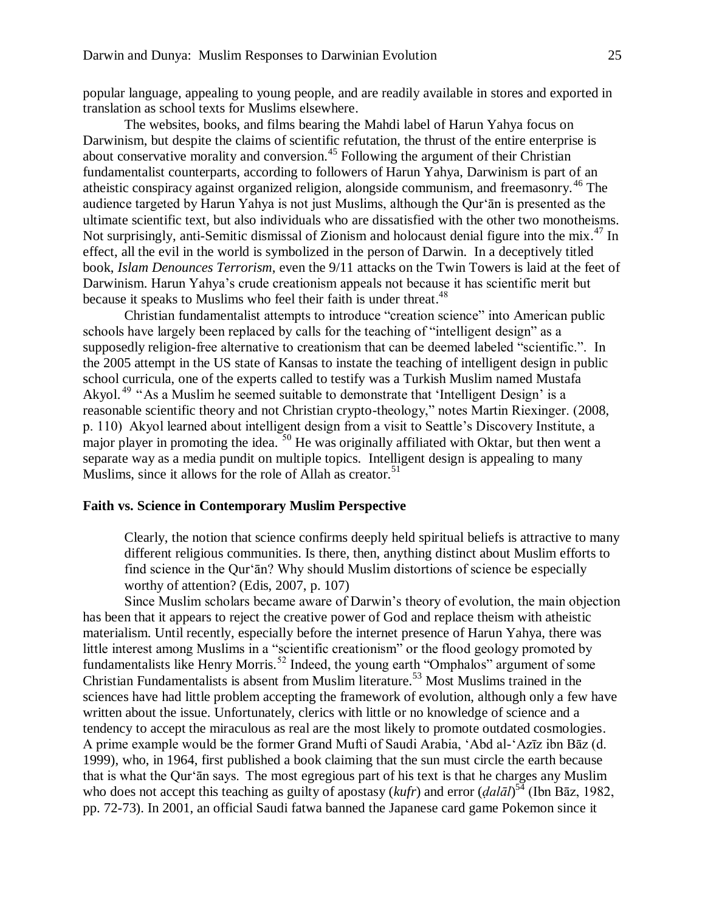popular language, appealing to young people, and are readily available in stores and exported in translation as school texts for Muslims elsewhere.

The websites, books, and films bearing the Mahdi label of Harun Yahya focus on Darwinism, but despite the claims of scientific refutation, the thrust of the entire enterprise is about conservative morality and conversion.[45] Following the argument of their Christian fundamentalist counterparts, according to followers of Harun Yahya, Darwinism is part of an atheistic conspiracy against organized religion, alongside communism, and freemasonry.[46] The audience targeted by Harun Yahya is not just Muslims, although the Qur'ān is presented as the ultimate scientific text, but also individuals who are dissatisfied with the other two monotheisms. Not surprisingly, anti-Semitic dismissal of Zionism and holocaust denial figure into the mix.[47] In effect, all the evil in the world is symbolized in the person of Darwin. In a deceptively titled book, *Islam Denounces Terrorism*, even the 9/11 attacks on the Twin Towers is laid at the feet of Darwinism. Harun Yahya's crude creationism appeals not because it has scientific merit but because it speaks to Muslims who feel their faith is under threat.[48]

Christian fundamentalist attempts to introduce "creation science" into American public schools have largely been replaced by calls for the teaching of "intelligent design" as a supposedly religion-free alternative to creationism that can be deemed labeled "scientific.". In the 2005 attempt in the US state of Kansas to instate the teaching of intelligent design in public school curricula, one of the experts called to testify was a Turkish Muslim named Mustafa Akyol.[49] "As a Muslim he seemed suitable to demonstrate that 'Intelligent Design' is a reasonable scientific theory and not Christian crypto-theology," notes Martin Riexinger. (2008, p. 110) Akyol learned about intelligent design from a visit to Seattle's Discovery Institute, a major player in promoting the idea.[50] He was originally affiliated with Oktar, but then went a separate way as a media pundit on multiple topics. Intelligent design is appealing to many Muslims, since it allows for the role of Allah as creator.[51]

## Faith vs. Science in Contemporary Muslim Perspective

> Clearly, the notion that science confirms deeply held spiritual beliefs is attractive to many different religious communities. Is there, then, anything distinct about Muslim efforts to find science in the Qur'ān? Why should Muslim distortions of science be especially worthy of attention? (Edis, 2007, p. 107)

Since Muslim scholars became aware of Darwin's theory of evolution, the main objection has been that it appears to reject the creative power of God and replace theism with atheistic materialism. Until recently, especially before the internet presence of Harun Yahya, there was little interest among Muslims in a "scientific creationism" or the flood geology promoted by fundamentalists like Henry Morris.[52] Indeed, the young earth "Omphalos" argument of some Christian Fundamentalists is absent from Muslim literature.[53] Most Muslims trained in the sciences have had little problem accepting the framework of evolution, although only a few have written about the issue. Unfortunately, clerics with little or no knowledge of science and a tendency to accept the miraculous as real are the most likely to promote outdated cosmologies. A prime example would be the former Grand Mufti of Saudi Arabia, 'Abd al-'Azīz ibn Bāz (d. 1999), who, in 1964, first published a book claiming that the sun must circle the earth because that is what the Qur'ān says. The most egregious part of his text is that he charges any Muslim who does not accept this teaching as guilty of apostasy (*kufr*) and error (*ḍalāl*)[54] (Ibn Bāz, 1982, pp. 72-73). In 2001, an official Saudi fatwa banned the Japanese card game Pokemon since it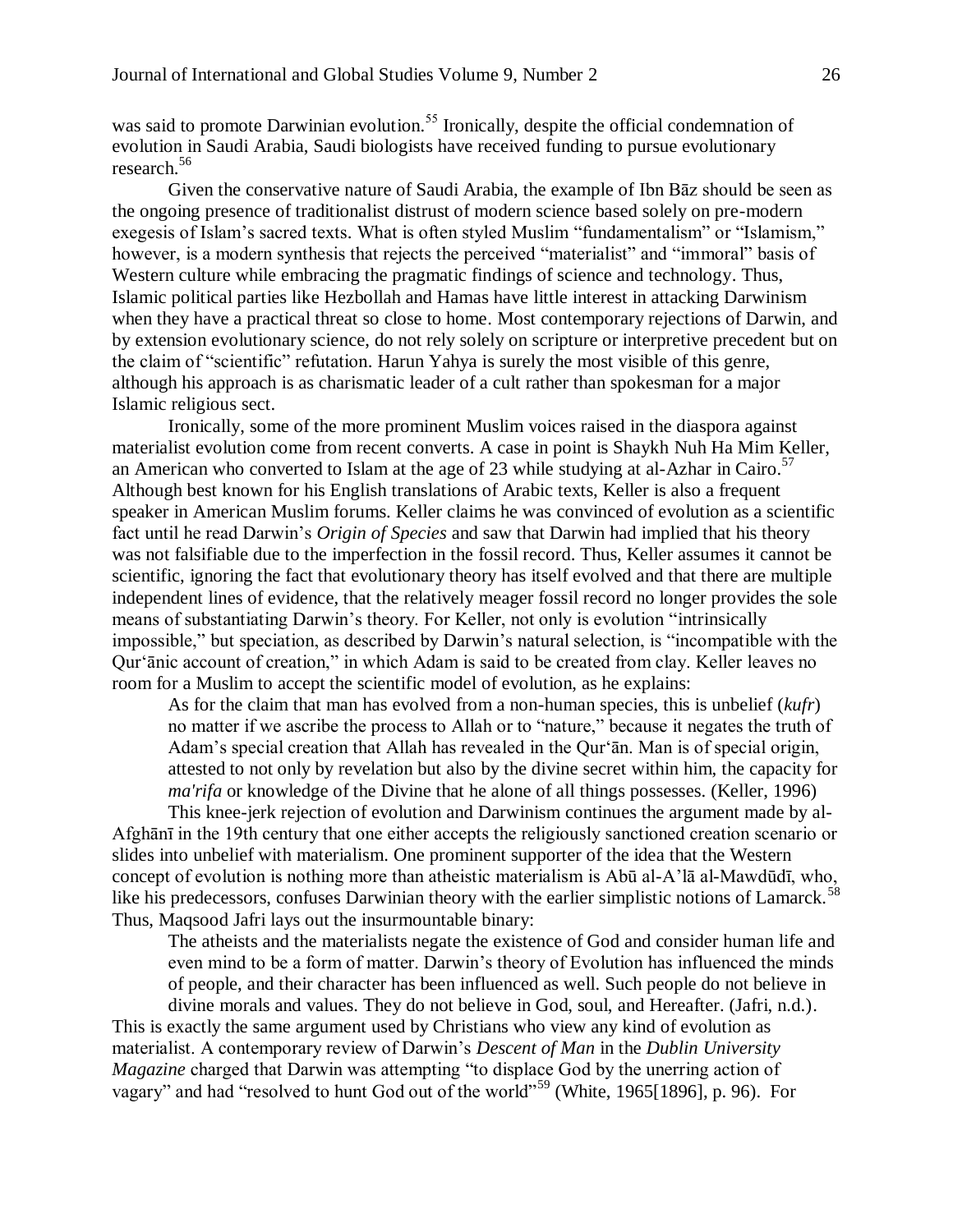was said to promote Darwinian evolution.[55] Ironically, despite the official condemnation of evolution in Saudi Arabia, Saudi biologists have received funding to pursue evolutionary research.[56]

Given the conservative nature of Saudi Arabia, the example of Ibn Bāz should be seen as the ongoing presence of traditionalist distrust of modern science based solely on pre-modern exegesis of Islam's sacred texts. What is often styled Muslim "fundamentalism" or "Islamism," however, is a modern synthesis that rejects the perceived "materialist" and "immoral" basis of Western culture while embracing the pragmatic findings of science and technology. Thus, Islamic political parties like Hezbollah and Hamas have little interest in attacking Darwinism when they have a practical threat so close to home. Most contemporary rejections of Darwin, and by extension evolutionary science, do not rely solely on scripture or interpretive precedent but on the claim of "scientific" refutation. Harun Yahya is surely the most visible of this genre, although his approach is as charismatic leader of a cult rather than spokesman for a major Islamic religious sect.

Ironically, some of the more prominent Muslim voices raised in the diaspora against materialist evolution come from recent converts. A case in point is Shaykh Nuh Ha Mim Keller, an American who converted to Islam at the age of 23 while studying at al-Azhar in Cairo.[57] Although best known for his English translations of Arabic texts, Keller is also a frequent speaker in American Muslim forums. Keller claims he was convinced of evolution as a scientific fact until he read Darwin's *Origin of Species* and saw that Darwin had implied that his theory was not falsifiable due to the imperfection in the fossil record. Thus, Keller assumes it cannot be scientific, ignoring the fact that evolutionary theory has itself evolved and that there are multiple independent lines of evidence, that the relatively meager fossil record no longer provides the sole means of substantiating Darwin's theory. For Keller, not only is evolution "intrinsically impossible," but speciation, as described by Darwin's natural selection, is "incompatible with the Qur'ānic account of creation," in which Adam is said to be created from clay. Keller leaves no room for a Muslim to accept the scientific model of evolution, as he explains:

> As for the claim that man has evolved from a non-human species, this is unbelief (*kufr*) no matter if we ascribe the process to Allah or to "nature," because it negates the truth of Adam's special creation that Allah has revealed in the Qur'ān. Man is of special origin, attested to not only by revelation but also by the divine secret within him, the capacity for *ma'rifa* or knowledge of the Divine that he alone of all things possesses. (Keller, 1996)

This knee-jerk rejection of evolution and Darwinism continues the argument made by al-Afghānī in the 19th century that one either accepts the religiously sanctioned creation scenario or slides into unbelief with materialism. One prominent supporter of the idea that the Western concept of evolution is nothing more than atheistic materialism is Abū al-A'lā al-Mawdūdī, who, like his predecessors, confuses Darwinian theory with the earlier simplistic notions of Lamarck.[58] Thus, Maqsood Jafri lays out the insurmountable binary:

> The atheists and the materialists negate the existence of God and consider human life and even mind to be a form of matter. Darwin's theory of Evolution has influenced the minds of people, and their character has been influenced as well. Such people do not believe in divine morals and values. They do not believe in God, soul, and Hereafter. (Jafri, n.d.).

This is exactly the same argument used by Christians who view any kind of evolution as materialist. A contemporary review of Darwin's *Descent of Man* in the *Dublin University Magazine* charged that Darwin was attempting "to displace God by the unerring action of vagary" and had "resolved to hunt God out of the world"[59] (White, 1965[1896], p. 96). For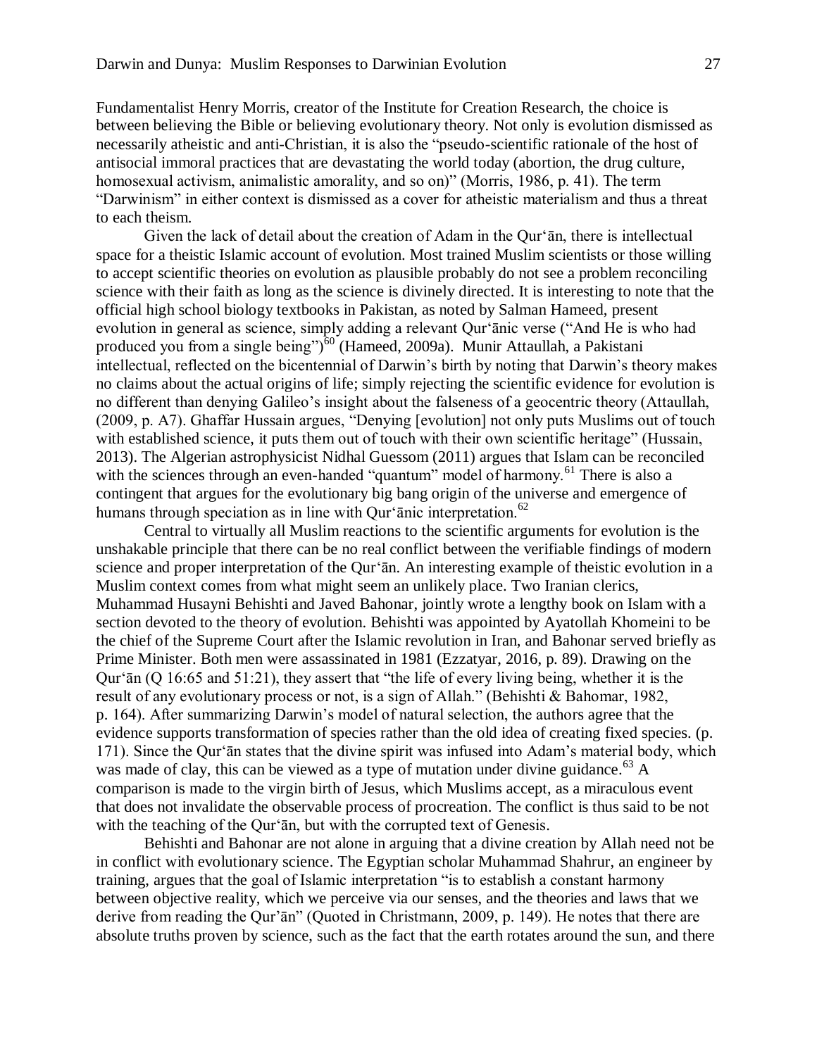Fundamentalist Henry Morris, creator of the Institute for Creation Research, the choice is between believing the Bible or believing evolutionary theory. Not only is evolution dismissed as necessarily atheistic and anti-Christian, it is also the "pseudo-scientific rationale of the host of antisocial immoral practices that are devastating the world today (abortion, the drug culture, homosexual activism, animalistic amorality, and so on)" (Morris, 1986, p. 41). The term "Darwinism" in either context is dismissed as a cover for atheistic materialism and thus a threat to each theism.

Given the lack of detail about the creation of Adam in the Qur'ān, there is intellectual space for a theistic Islamic account of evolution. Most trained Muslim scientists or those willing to accept scientific theories on evolution as plausible probably do not see a problem reconciling science with their faith as long as the science is divinely directed. It is interesting to note that the official high school biology textbooks in Pakistan, as noted by Salman Hameed, present evolution in general as science, simply adding a relevant Qur'ānic verse ("And He is who had produced you from a single being")[60] (Hameed, 2009a). Munir Attaullah, a Pakistani intellectual, reflected on the bicentennial of Darwin's birth by noting that Darwin's theory makes no claims about the actual origins of life; simply rejecting the scientific evidence for evolution is no different than denying Galileo's insight about the falseness of a geocentric theory (Attaullah, (2009, p. A7). Ghaffar Hussain argues, "Denying [evolution] not only puts Muslims out of touch with established science, it puts them out of touch with their own scientific heritage" (Hussain, 2013). The Algerian astrophysicist Nidhal Guessom (2011) argues that Islam can be reconciled with the sciences through an even-handed "quantum" model of harmony.[61] There is also a contingent that argues for the evolutionary big bang origin of the universe and emergence of humans through speciation as in line with Qur'ānic interpretation.[62]

Central to virtually all Muslim reactions to the scientific arguments for evolution is the unshakable principle that there can be no real conflict between the verifiable findings of modern science and proper interpretation of the Qur'ān. An interesting example of theistic evolution in a Muslim context comes from what might seem an unlikely place. Two Iranian clerics, Muhammad Husayni Behishti and Javed Bahonar, jointly wrote a lengthy book on Islam with a section devoted to the theory of evolution. Behishti was appointed by Ayatollah Khomeini to be the chief of the Supreme Court after the Islamic revolution in Iran, and Bahonar served briefly as Prime Minister. Both men were assassinated in 1981 (Ezzatyar, 2016, p. 89). Drawing on the Qur'ān (Q 16:65 and 51:21), they assert that "the life of every living being, whether it is the result of any evolutionary process or not, is a sign of Allah." (Behishti & Bahomar, 1982, p. 164). After summarizing Darwin's model of natural selection, the authors agree that the evidence supports transformation of species rather than the old idea of creating fixed species. (p. 171). Since the Qur'ān states that the divine spirit was infused into Adam's material body, which was made of clay, this can be viewed as a type of mutation under divine guidance.[63] A comparison is made to the virgin birth of Jesus, which Muslims accept, as a miraculous event that does not invalidate the observable process of procreation. The conflict is thus said to be not with the teaching of the Qur'ān, but with the corrupted text of Genesis.

Behishti and Bahonar are not alone in arguing that a divine creation by Allah need not be in conflict with evolutionary science. The Egyptian scholar Muhammad Shahrur, an engineer by training, argues that the goal of Islamic interpretation "is to establish a constant harmony between objective reality, which we perceive via our senses, and the theories and laws that we derive from reading the Qur'ān" (Quoted in Christmann, 2009, p. 149). He notes that there are absolute truths proven by science, such as the fact that the earth rotates around the sun, and there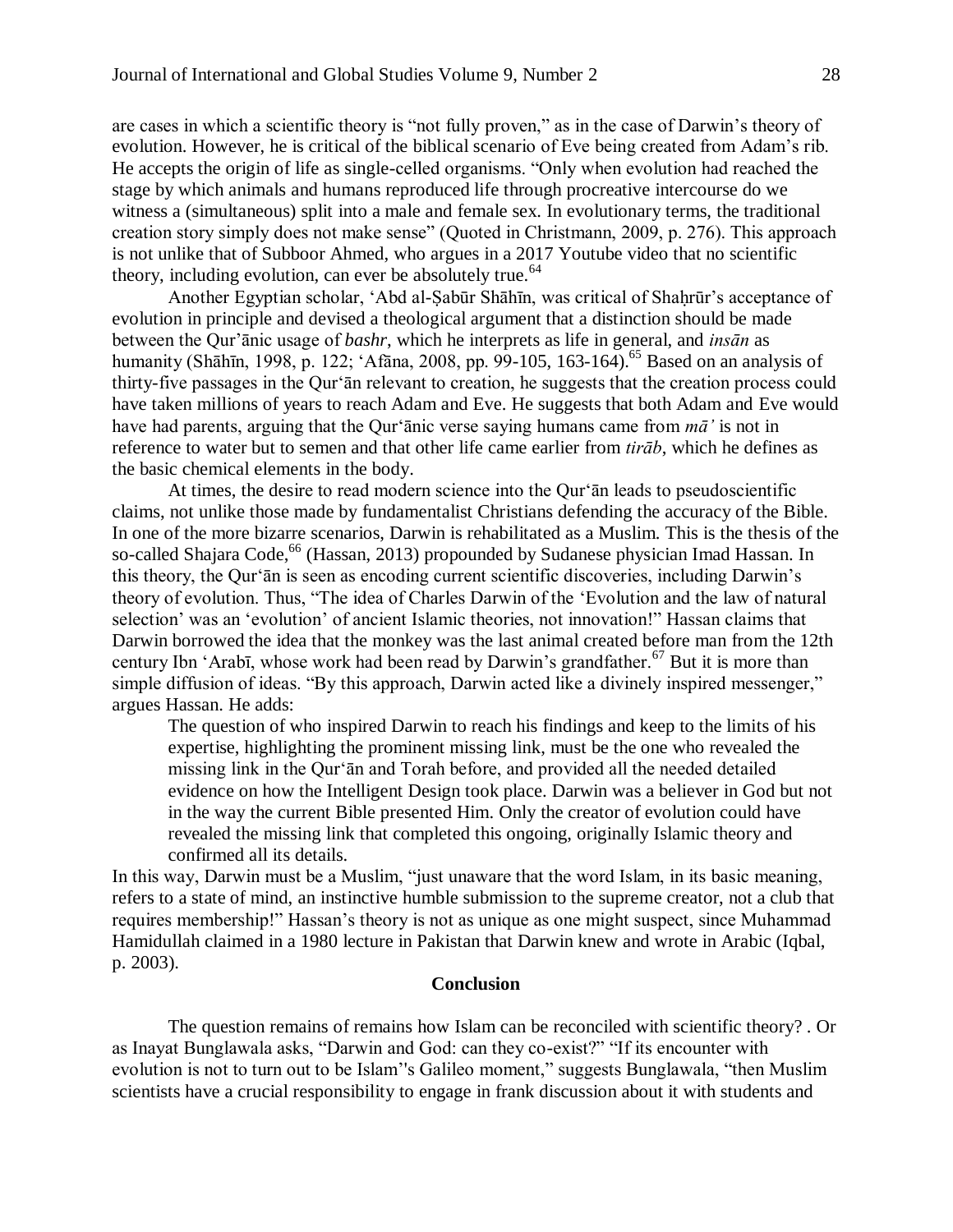are cases in which a scientific theory is "not fully proven," as in the case of Darwin's theory of evolution. However, he is critical of the biblical scenario of Eve being created from Adam's rib. He accepts the origin of life as single-celled organisms. "Only when evolution had reached the stage by which animals and humans reproduced life through procreative intercourse do we witness a (simultaneous) split into a male and female sex. In evolutionary terms, the traditional creation story simply does not make sense" (Quoted in Christmann, 2009, p. 276). This approach is not unlike that of Subboor Ahmed, who argues in a 2017 Youtube video that no scientific theory, including evolution, can ever be absolutely true.[64]

Another Egyptian scholar, 'Abd al-Ṣabūr Shāhīn, was critical of Shaḥrūr's acceptance of evolution in principle and devised a theological argument that a distinction should be made between the Qur'ānic usage of *bashr*, which he interprets as life in general, and *insān* as humanity (Shāhīn, 1998, p. 122; 'Afāna, 2008, pp. 99-105, 163-164).[65] Based on an analysis of thirty-five passages in the Qur'ān relevant to creation, he suggests that the creation process could have taken millions of years to reach Adam and Eve. He suggests that both Adam and Eve would have had parents, arguing that the Qur'ānic verse saying humans came from *mā'* is not in reference to water but to semen and that other life came earlier from *tirāb*, which he defines as the basic chemical elements in the body.

At times, the desire to read modern science into the Qur'ān leads to pseudoscientific claims, not unlike those made by fundamentalist Christians defending the accuracy of the Bible. In one of the more bizarre scenarios, Darwin is rehabilitated as a Muslim. This is the thesis of the so-called Shajara Code,[66] (Hassan, 2013) propounded by Sudanese physician Imad Hassan. In this theory, the Qur'ān is seen as encoding current scientific discoveries, including Darwin's theory of evolution. Thus, "The idea of Charles Darwin of the 'Evolution and the law of natural selection' was an 'evolution' of ancient Islamic theories, not innovation!" Hassan claims that Darwin borrowed the idea that the monkey was the last animal created before man from the 12th century Ibn 'Arabī, whose work had been read by Darwin's grandfather.[67] But it is more than simple diffusion of ideas. "By this approach, Darwin acted like a divinely inspired messenger," argues Hassan. He adds:

> The question of who inspired Darwin to reach his findings and keep to the limits of his expertise, highlighting the prominent missing link, must be the one who revealed the missing link in the Qur'ān and Torah before, and provided all the needed detailed evidence on how the Intelligent Design took place. Darwin was a believer in God but not in the way the current Bible presented Him. Only the creator of evolution could have revealed the missing link that completed this ongoing, originally Islamic theory and confirmed all its details.

In this way, Darwin must be a Muslim, "just unaware that the word Islam, in its basic meaning, refers to a state of mind, an instinctive humble submission to the supreme creator, not a club that requires membership!" Hassan's theory is not as unique as one might suspect, since Muhammad Hamidullah claimed in a 1980 lecture in Pakistan that Darwin knew and wrote in Arabic (Iqbal, p. 2003).

## Conclusion

The question remains of remains how Islam can be reconciled with scientific theory? . Or as Inayat Bunglawala asks, "Darwin and God: can they co-exist?" "If its encounter with evolution is not to turn out to be Islam''s Galileo moment," suggests Bunglawala, "then Muslim scientists have a crucial responsibility to engage in frank discussion about it with students and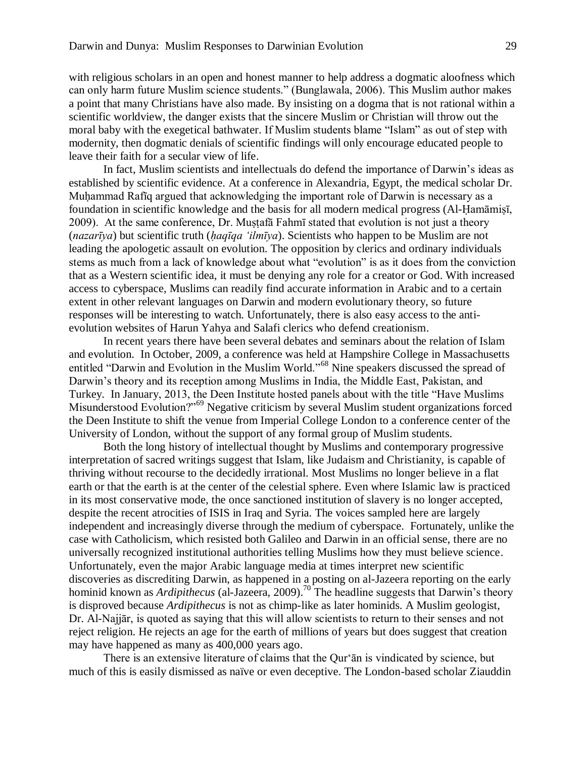with religious scholars in an open and honest manner to help address a dogmatic aloofness which can only harm future Muslim science students." (Bunglawala, 2006). This Muslim author makes a point that many Christians have also made. By insisting on a dogma that is not rational within a scientific worldview, the danger exists that the sincere Muslim or Christian will throw out the moral baby with the exegetical bathwater. If Muslim students blame "Islam" as out of step with modernity, then dogmatic denials of scientific findings will only encourage educated people to leave their faith for a secular view of life.

In fact, Muslim scientists and intellectuals do defend the importance of Darwin's ideas as established by scientific evidence. At a conference in Alexandria, Egypt, the medical scholar Dr. Muḥammad Rafīq argued that acknowledging the important role of Darwin is necessary as a foundation in scientific knowledge and the basis for all modern medical progress (Al-Ḥamāmiṣī, 2009). At the same conference, Dr. Muṣṭafā Fahmī stated that evolution is not just a theory (*nazarīya*) but scientific truth (*ḥaqīqa 'ilmīya*). Scientists who happen to be Muslim are not leading the apologetic assault on evolution. The opposition by clerics and ordinary individuals stems as much from a lack of knowledge about what "evolution" is as it does from the conviction that as a Western scientific idea, it must be denying any role for a creator or God. With increased access to cyberspace, Muslims can readily find accurate information in Arabic and to a certain extent in other relevant languages on Darwin and modern evolutionary theory, so future responses will be interesting to watch. Unfortunately, there is also easy access to the anti-evolution websites of Harun Yahya and Salafi clerics who defend creationism.

In recent years there have been several debates and seminars about the relation of Islam and evolution. In October, 2009, a conference was held at Hampshire College in Massachusetts entitled "Darwin and Evolution in the Muslim World."[68] Nine speakers discussed the spread of Darwin's theory and its reception among Muslims in India, the Middle East, Pakistan, and Turkey. In January, 2013, the Deen Institute hosted panels about with the title "Have Muslims Misunderstood Evolution?"[69] Negative criticism by several Muslim student organizations forced the Deen Institute to shift the venue from Imperial College London to a conference center of the University of London, without the support of any formal group of Muslim students.

Both the long history of intellectual thought by Muslims and contemporary progressive interpretation of sacred writings suggest that Islam, like Judaism and Christianity, is capable of thriving without recourse to the decidedly irrational. Most Muslims no longer believe in a flat earth or that the earth is at the center of the celestial sphere. Even where Islamic law is practiced in its most conservative mode, the once sanctioned institution of slavery is no longer accepted, despite the recent atrocities of ISIS in Iraq and Syria. The voices sampled here are largely independent and increasingly diverse through the medium of cyberspace. Fortunately, unlike the case with Catholicism, which resisted both Galileo and Darwin in an official sense, there are no universally recognized institutional authorities telling Muslims how they must believe science. Unfortunately, even the major Arabic language media at times interpret new scientific discoveries as discrediting Darwin, as happened in a posting on al-Jazeera reporting on the early hominid known as *Ardipithecus* (al-Jazeera, 2009).[70] The headline suggests that Darwin's theory is disproved because *Ardipithecus* is not as chimp-like as later hominids. A Muslim geologist, Dr. Al-Najjār, is quoted as saying that this will allow scientists to return to their senses and not reject religion. He rejects an age for the earth of millions of years but does suggest that creation may have happened as many as 400,000 years ago.

There is an extensive literature of claims that the Qur'ān is vindicated by science, but much of this is easily dismissed as naïve or even deceptive. The London-based scholar Ziauddin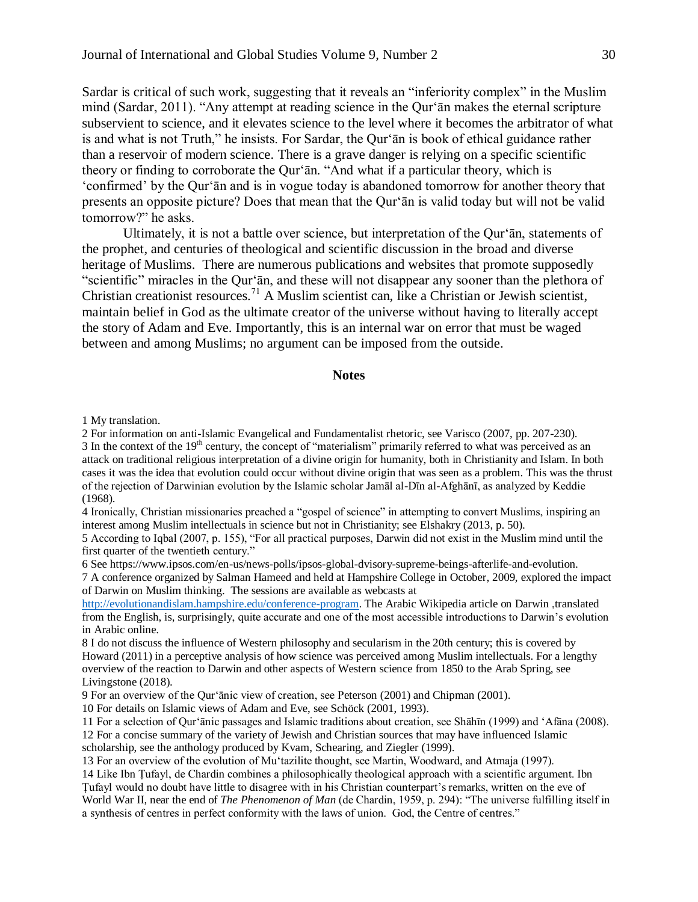Sardar is critical of such work, suggesting that it reveals an "inferiority complex" in the Muslim mind (Sardar, 2011). "Any attempt at reading science in the Qur'ān makes the eternal scripture subservient to science, and it elevates science to the level where it becomes the arbitrator of what is and what is not Truth," he insists. For Sardar, the Qur'ān is book of ethical guidance rather than a reservoir of modern science. There is a grave danger is relying on a specific scientific theory or finding to corroborate the Qur'ān. "And what if a particular theory, which is 'confirmed' by the Qur'ān and is in vogue today is abandoned tomorrow for another theory that presents an opposite picture? Does that mean that the Qur'ān is valid today but will not be valid tomorrow?" he asks.

Ultimately, it is not a battle over science, but interpretation of the Qur'ān, statements of the prophet, and centuries of theological and scientific discussion in the broad and diverse heritage of Muslims. There are numerous publications and websites that promote supposedly "scientific" miracles in the Qur'ān, and these will not disappear any sooner than the plethora of Christian creationist resources.[71] A Muslim scientist can, like a Christian or Jewish scientist, maintain belief in God as the ultimate creator of the universe without having to literally accept the story of Adam and Eve. Importantly, this is an internal war on error that must be waged between and among Muslims; no argument can be imposed from the outside.

## Notes

1 My translation.

2 For information on anti-Islamic Evangelical and Fundamentalist rhetoric, see Varisco (2007, pp. 207-230).

3 In the context of the 19th century, the concept of "materialism" primarily referred to what was perceived as an attack on traditional religious interpretation of a divine origin for humanity, both in Christianity and Islam. In both cases it was the idea that evolution could occur without divine origin that was seen as a problem. This was the thrust of the rejection of Darwinian evolution by the Islamic scholar Jamāl al-Dīn al-Afghānī, as analyzed by Keddie (1968).

4 Ironically, Christian missionaries preached a "gospel of science" in attempting to convert Muslims, inspiring an interest among Muslim intellectuals in science but not in Christianity; see Elshakry (2013, p. 50).

5 According to Iqbal (2007, p. 155), "For all practical purposes, Darwin did not exist in the Muslim mind until the first quarter of the twentieth century."

6 See https://www.ipsos.com/en-us/news-polls/ipsos-global-dvisory-supreme-beings-afterlife-and-evolution.

7 A conference organized by Salman Hameed and held at Hampshire College in October, 2009, explored the impact of Darwin on Muslim thinking. The sessions are available as webcasts at http://evolutionandislam.hampshire.edu/conference-program. The Arabic Wikipedia article on Darwin ,translated from the English, is, surprisingly, quite accurate and one of the most accessible introductions to Darwin's evolution in Arabic online.

8 I do not discuss the influence of Western philosophy and secularism in the 20th century; this is covered by Howard (2011) in a perceptive analysis of how science was perceived among Muslim intellectuals. For a lengthy overview of the reaction to Darwin and other aspects of Western science from 1850 to the Arab Spring, see Livingstone (2018).

9 For an overview of the Qur'ānic view of creation, see Peterson (2001) and Chipman (2001).

10 For details on Islamic views of Adam and Eve, see Schöck (2001, 1993).

11 For a selection of Qur'ānic passages and Islamic traditions about creation, see Shāhīn (1999) and 'Afāna (2008).

12 For a concise summary of the variety of Jewish and Christian sources that may have influenced Islamic scholarship, see the anthology produced by Kvam, Schearing, and Ziegler (1999).

13 For an overview of the evolution of Mu'tazilite thought, see Martin, Woodward, and Atmaja (1997).

14 Like Ibn Ṭufayl, de Chardin combines a philosophically theological approach with a scientific argument. Ibn Ṭufayl would no doubt have little to disagree with in his Christian counterpart's remarks, written on the eve of World War II, near the end of *The Phenomenon of Man* (de Chardin, 1959, p. 294): "The universe fulfilling itself in a synthesis of centres in perfect conformity with the laws of union. God, the Centre of centres."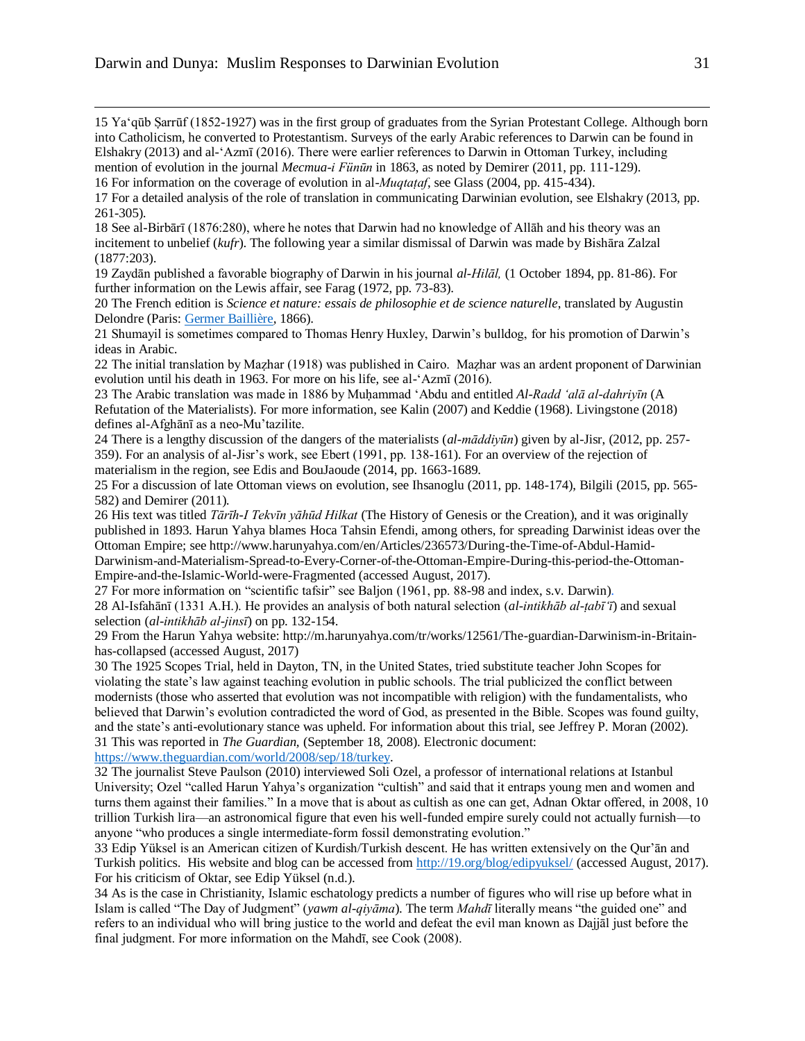15 Ya'qūb Ṣarrūf (1852-1927) was in the first group of graduates from the Syrian Protestant College. Although born into Catholicism, he converted to Protestantism. Surveys of the early Arabic references to Darwin can be found in Elshakry (2013) and al-'Azmī (2016). There were earlier references to Darwin in Ottoman Turkey, including mention of evolution in the journal *Mecmua-i Fünūn* in 1863, as noted by Demirer (2011, pp. 111-129).

16 For information on the coverage of evolution in al-*Muqtaṭaf*, see Glass (2004, pp. 415-434).

17 For a detailed analysis of the role of translation in communicating Darwinian evolution, see Elshakry (2013, pp. 261-305).

18 See al-Birbārī (1876:280), where he notes that Darwin had no knowledge of Allāh and his theory was an incitement to unbelief (*kufr*). The following year a similar dismissal of Darwin was made by Bishāra Zalzal (1877:203).

19 Zaydān published a favorable biography of Darwin in his journal *al-Hilāl,* (1 October 1894, pp. 81-86). For further information on the Lewis affair, see Farag (1972, pp. 73-83).

20 The French edition is *Science et nature: essais de philosophie et de science naturelle*, translated by Augustin Delondre (Paris: Germer Baillière, 1866).

21 Shumayil is sometimes compared to Thomas Henry Huxley, Darwin's bulldog, for his promotion of Darwin's ideas in Arabic.

22 The initial translation by Maẓhar (1918) was published in Cairo. Maẓhar was an ardent proponent of Darwinian evolution until his death in 1963. For more on his life, see al-'Azmī (2016).

23 The Arabic translation was made in 1886 by Muḥammad 'Abdu and entitled *Al-Radd 'alā al-dahriyīn* (A Refutation of the Materialists). For more information, see Kalin (2007) and Keddie (1968). Livingstone (2018) defines al-Afghānī as a neo-Mu'tazilite.

24 There is a lengthy discussion of the dangers of the materialists (*al-māddiyūn*) given by al-Jisr, (2012, pp. 257-359). For an analysis of al-Jisr's work, see Ebert (1991, pp. 138-161). For an overview of the rejection of materialism in the region, see Edis and BouJaoude (2014, pp. 1663-1689.

25 For a discussion of late Ottoman views on evolution, see Ihsanoglu (2011, pp. 148-174), Bilgili (2015, pp. 565-582) and Demirer (2011).

26 His text was titled *Tārīh-I Tekvīn yāhūd Hilkat* (The History of Genesis or the Creation), and it was originally published in 1893. Harun Yahya blames Hoca Tahsin Efendi, among others, for spreading Darwinist ideas over the Ottoman Empire; see http://www.harunyahya.com/en/Articles/236573/During-the-Time-of-Abdul-Hamid-Darwinism-and-Materialism-Spread-to-Every-Corner-of-the-Ottoman-Empire-During-this-period-the-Ottoman-Empire-and-the-Islamic-World-were-Fragmented (accessed August, 2017).

27 For more information on "scientific tafsir" see Baljon (1961, pp. 88-98 and index, s.v. Darwin).

28 Al-Isfahānī (1331 A.H.). He provides an analysis of both natural selection (*al-intikhāb al-ṭabī'ī*) and sexual selection (*al-intikhāb al-jinsī*) on pp. 132-154.

29 From the Harun Yahya website: http://m.harunyahya.com/tr/works/12561/The-guardian-Darwinism-in-Britain-has-collapsed (accessed August, 2017)

30 The 1925 Scopes Trial, held in Dayton, TN, in the United States, tried substitute teacher John Scopes for violating the state's law against teaching evolution in public schools. The trial publicized the conflict between modernists (those who asserted that evolution was not incompatible with religion) with the fundamentalists, who believed that Darwin's evolution contradicted the word of God, as presented in the Bible. Scopes was found guilty, and the state's anti-evolutionary stance was upheld. For information about this trial, see Jeffrey P. Moran (2002).

31 This was reported in *The Guardian,* (September 18, 2008). Electronic document: https://www.theguardian.com/world/2008/sep/18/turkey.

32 The journalist Steve Paulson (2010) interviewed Soli Ozel, a professor of international relations at Istanbul University; Ozel "called Harun Yahya's organization "cultish" and said that it entraps young men and women and turns them against their families." In a move that is about as cultish as one can get, Adnan Oktar offered, in 2008, 10 trillion Turkish lira—an astronomical figure that even his well-funded empire surely could not actually furnish—to anyone "who produces a single intermediate-form fossil demonstrating evolution."

33 Edip Yüksel is an American citizen of Kurdish/Turkish descent. He has written extensively on the Qur'ān and Turkish politics. His website and blog can be accessed from http://19.org/blog/edipyuksel/ (accessed August, 2017). For his criticism of Oktar, see Edip Yüksel (n.d.).

34 As is the case in Christianity, Islamic eschatology predicts a number of figures who will rise up before what in Islam is called "The Day of Judgment" (*yawm al-qiyāma*). The term *Mahdī* literally means "the guided one" and refers to an individual who will bring justice to the world and defeat the evil man known as Dajjāl just before the final judgment. For more information on the Mahdī, see Cook (2008).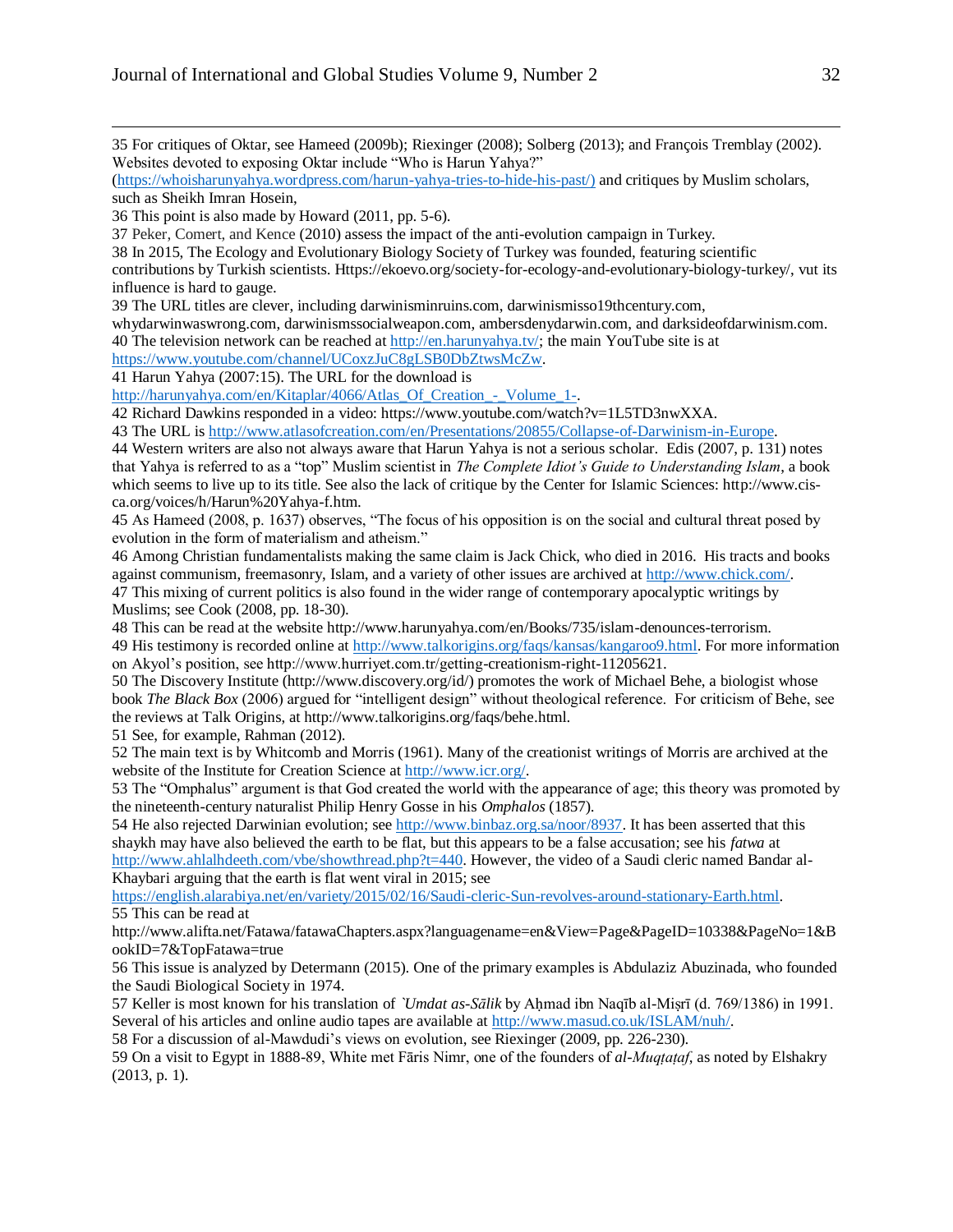35 For critiques of Oktar, see Hameed (2009b); Riexinger (2008); Solberg (2013); and François Tremblay (2002). Websites devoted to exposing Oktar include "Who is Harun Yahya?" (https://whoisharunyahya.wordpress.com/harun-yahya-tries-to-hide-his-past/) and critiques by Muslim scholars, such as Sheikh Imran Hosein,

36 This point is also made by Howard (2011, pp. 5-6).

37 Peker, Comert, and Kence (2010) assess the impact of the anti-evolution campaign in Turkey.

38 In 2015, The Ecology and Evolutionary Biology Society of Turkey was founded, featuring scientific contributions by Turkish scientists. Https://ekoevo.org/society-for-ecology-and-evolutionary-biology-turkey/, vut its influence is hard to gauge.

39 The URL titles are clever, including darwinisminruins.com, darwinismisso19thcentury.com, whydarwinwaswrong.com, darwinismssocialweapon.com, ambersdenydarwin.com, and darksideofdarwinism.com.

40 The television network can be reached at http://en.harunyahya.tv/; the main YouTube site is at https://www.youtube.com/channel/UCoxzJuC8gLSB0DbZtwsMcZw.

41 Harun Yahya (2007:15). The URL for the download is http://harunyahya.com/en/Kitaplar/4066/Atlas_Of_Creation_-_Volume_1-.

42 Richard Dawkins responded in a video: https://www.youtube.com/watch?v=1L5TD3nwXXA.

43 The URL is http://www.atlasofcreation.com/en/Presentations/20855/Collapse-of-Darwinism-in-Europe.

44 Western writers are also not always aware that Harun Yahya is not a serious scholar. Edis (2007, p. 131) notes that Yahya is referred to as a "top" Muslim scientist in *The Complete Idiot's Guide to Understanding Islam*, a book which seems to live up to its title. See also the lack of critique by the Center for Islamic Sciences: http://www.cis-ca.org/voices/h/Harun%20Yahya-f.htm.

45 As Hameed (2008, p. 1637) observes, "The focus of his opposition is on the social and cultural threat posed by evolution in the form of materialism and atheism."

46 Among Christian fundamentalists making the same claim is Jack Chick, who died in 2016. His tracts and books against communism, freemasonry, Islam, and a variety of other issues are archived at http://www.chick.com/.

47 This mixing of current politics is also found in the wider range of contemporary apocalyptic writings by Muslims; see Cook (2008, pp. 18-30).

48 This can be read at the website http://www.harunyahya.com/en/Books/735/islam-denounces-terrorism.

49 His testimony is recorded online at http://www.talkorigins.org/faqs/kansas/kangaroo9.html. For more information on Akyol's position, see http://www.hurriyet.com.tr/getting-creationism-right-11205621.

50 The Discovery Institute (http://www.discovery.org/id/) promotes the work of Michael Behe, a biologist whose book *The Black Box* (2006) argued for "intelligent design" without theological reference. For criticism of Behe, see the reviews at Talk Origins, at http://www.talkorigins.org/faqs/behe.html.

51 See, for example, Rahman (2012).

52 The main text is by Whitcomb and Morris (1961). Many of the creationist writings of Morris are archived at the website of the Institute for Creation Science at http://www.icr.org/.

53 The "Omphalus" argument is that God created the world with the appearance of age; this theory was promoted by the nineteenth-century naturalist Philip Henry Gosse in his *Omphalos* (1857).

54 He also rejected Darwinian evolution; see http://www.binbaz.org.sa/noor/8937. It has been asserted that this shaykh may have also believed the earth to be flat, but this appears to be a false accusation; see his *fatwa* at http://www.ahlalhdeeth.com/vbe/showthread.php?t=440. However, the video of a Saudi cleric named Bandar al-Khaybari arguing that the earth is flat went viral in 2015; see https://english.alarabiya.net/en/variety/2015/02/16/Saudi-cleric-Sun-revolves-around-stationary-Earth.html.

55 This can be read at http://www.alifta.net/Fatawa/fatawaChapters.aspx?languagename=en&View=Page&PageID=10338&PageNo=1&BookID=7&TopFatawa=true

56 This issue is analyzed by Determann (2015). One of the primary examples is Abdulaziz Abuzinada, who founded the Saudi Biological Society in 1974.

57 Keller is most known for his translation of *`Umdat as-Sālik* by Aḥmad ibn Naqīb al-Miṣrī (d. 769/1386) in 1991. Several of his articles and online audio tapes are available at http://www.masud.co.uk/ISLAM/nuh/.

58 For a discussion of al-Mawdudi's views on evolution, see Riexinger (2009, pp. 226-230).

59 On a visit to Egypt in 1888-89, White met Fāris Nimr, one of the founders of *al-Muqṭaṭaf*, as noted by Elshakry (2013, p. 1).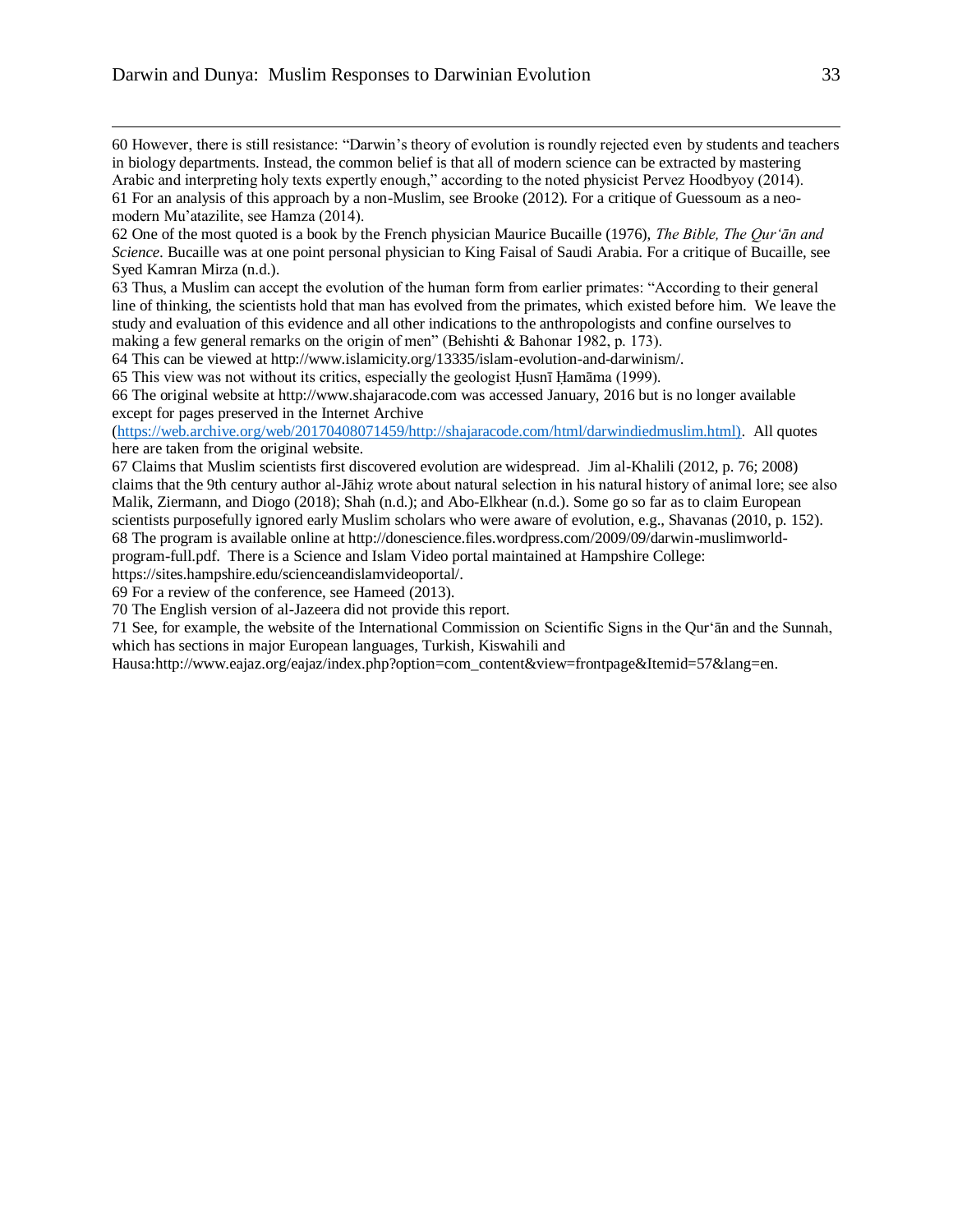60 However, there is still resistance: “Darwin’s theory of evolution is roundly rejected even by students and teachers in biology departments. Instead, the common belief is that all of modern science can be extracted by mastering Arabic and interpreting holy texts expertly enough,” according to the noted physicist Pervez Hoodbyoy (2014).

61 For an analysis of this approach by a non-Muslim, see Brooke (2012). For a critique of Guessoum as a neo-modern Mu’atazilite, see Hamza (2014).

62 One of the most quoted is a book by the French physician Maurice Bucaille (1976), *The Bible, The Qur‘ān and Science*. Bucaille was at one point personal physician to King Faisal of Saudi Arabia. For a critique of Bucaille, see Syed Kamran Mirza (n.d.).

63 Thus, a Muslim can accept the evolution of the human form from earlier primates: “According to their general line of thinking, the scientists hold that man has evolved from the primates, which existed before him. We leave the study and evaluation of this evidence and all other indications to the anthropologists and confine ourselves to making a few general remarks on the origin of men” (Behishti & Bahonar 1982, p. 173).

64 This can be viewed at http://www.islamicity.org/13335/islam-evolution-and-darwinism/.

65 This view was not without its critics, especially the geologist Ḥusnī Ḥamāma (1999).

66 The original website at http://www.shajaracode.com was accessed January, 2016 but is no longer available except for pages preserved in the Internet Archive (https://web.archive.org/web/20170408071459/http://shajaracode.com/html/darwindiedmuslim.html). All quotes here are taken from the original website.

67 Claims that Muslim scientists first discovered evolution are widespread. Jim al-Khalili (2012, p. 76; 2008) claims that the 9th century author al-Jāhiẓ wrote about natural selection in his natural history of animal lore; see also Malik, Ziermann, and Diogo (2018); Shah (n.d.); and Abo-Elkhear (n.d.). Some go so far as to claim European scientists purposefully ignored early Muslim scholars who were aware of evolution, e.g., Shavanas (2010, p. 152).

68 The program is available online at http://donescience.files.wordpress.com/2009/09/darwin-muslimworld-program-full.pdf. There is a Science and Islam Video portal maintained at Hampshire College: https://sites.hampshire.edu/scienceandislamvideoportal/.

69 For a review of the conference, see Hameed (2013).

70 The English version of al-Jazeera did not provide this report.

71 See, for example, the website of the International Commission on Scientific Signs in the Qur‘ān and the Sunnah, which has sections in major European languages, Turkish, Kiswahili and Hausa:http://www.eajaz.org/eajaz/index.php?option=com_content&view=frontpage&Itemid=57&lang=en.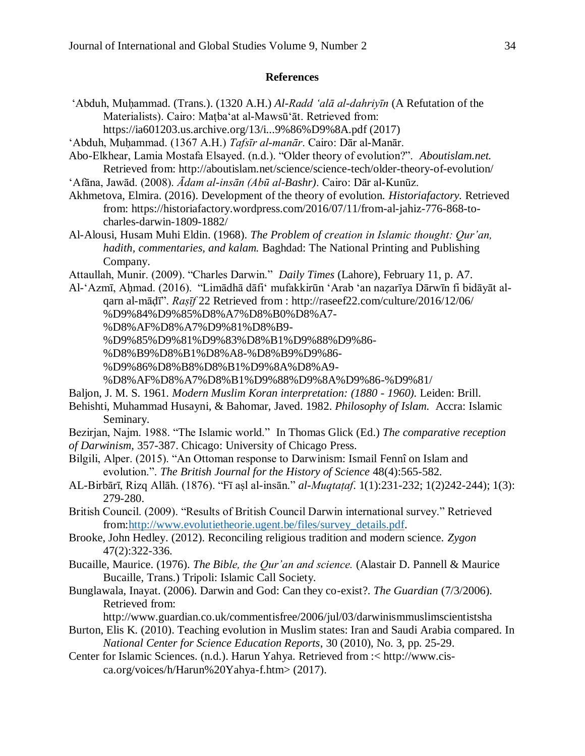## References

'Abduh, Muḥammad. (Trans.). (1320 A.H.) *Al-Radd 'alā al-dahriyīn* (A Refutation of the Materialists). Cairo: Maṭba'at al-Mawsū'āt. Retrieved from: https://ia601203.us.archive.org/13/i...9%86%D9%8A.pdf (2017)

'Abduh, Muḥammad. (1367 A.H.) *Tafsīr al-manār*. Cairo: Dār al-Manār.

Abo-Elkhear, Lamia Mostafa Elsayed. (n.d.). "Older theory of evolution?". *Aboutislam.net.* Retrieved from: http://aboutislam.net/science/science-tech/older-theory-of-evolution/

'Afāna, Jawād. (2008). *Ādam al-insān (Abū al-Bashr)*. Cairo: Dār al-Kunūz.

Akhmetova, Elmira. (2016). Development of the theory of evolution. *Historiafactory.* Retrieved from: https://historiafactory.wordpress.com/2016/07/11/from-al-jahiz-776-868-to-charles-darwin-1809-1882/

Al-Alousi, Husam Muhi Eldin. (1968). *The Problem of creation in Islamic thought: Qur'an, hadith, commentaries, and kalam.* Baghdad: The National Printing and Publishing Company.

Attaullah, Munir. (2009). "Charles Darwin." *Daily Times* (Lahore), February 11, p. A7.

Al-'Azmī, Aḥmad. (2016). "Limādhā dāfi' mufakkirūn 'Arab 'an naẓarīya Dārwīn fi bidāyāt al-qarn al-māḍī". *Raṣīf* 22 Retrieved from : http://raseef22.com/culture/2016/12/06/%D9%84%D9%85%D8%A7%D8%B0%D8%A7-%D8%AF%D8%A7%D9%81%D8%B9-%D9%85%D9%81%D9%83%D8%B1%D9%88%D9%86-%D8%B9%D8%B1%D8%A8-%D8%B9%D9%86-%D9%86%D8%B8%D8%B1%D9%8A%D8%A9-%D8%AF%D8%A7%D8%B1%D9%88%D9%8A%D9%86-%D9%81/

Baljon, J. M. S. 1961. *Modern Muslim Koran interpretation: (1880 - 1960).* Leiden: Brill.

Behishti, Muhammad Husayni, & Bahomar, Javed. 1982. *Philosophy of Islam.* Accra: Islamic Seminary.

Bezirjan, Najm. 1988. "The Islamic world." In Thomas Glick (Ed.) *The comparative reception of Darwinism,* 357-387. Chicago: University of Chicago Press.

Bilgili, Alper. (2015). "An Ottoman response to Darwinism: Ismail Fennî on Islam and evolution.". *The British Journal for the History of Science* 48(4):565-582.

AL-Birbārī, Rizq Allāh. (1876). "Fī aṣl al-insān." *al-Muqtaṭaf*. 1(1):231-232; 1(2)242-244); 1(3): 279-280.

British Council. (2009). "Results of British Council Darwin international survey." Retrieved from:http://www.evolutietheorie.ugent.be/files/survey_details.pdf.

Brooke, John Hedley. (2012). Reconciling religious tradition and modern science. *Zygon* 47(2):322-336.

Bucaille, Maurice. (1976). *The Bible, the Qur'an and science.* (Alastair D. Pannell & Maurice Bucaille, Trans.) Tripoli: Islamic Call Society.

Bunglawala, Inayat. (2006). Darwin and God: Can they co-exist?. *The Guardian* (7/3/2006). Retrieved from: http://www.guardian.co.uk/commentisfree/2006/jul/03/darwinismmuslimscientistsha

Burton, Elis K. (2010). Teaching evolution in Muslim states: Iran and Saudi Arabia compared. In *National Center for Science Education Reports*, 30 (2010), No. 3, pp. 25-29.

Center for Islamic Sciences. (n.d.). Harun Yahya. Retrieved from :< http://www.cis-ca.org/voices/h/Harun%20Yahya-f.htm> (2017).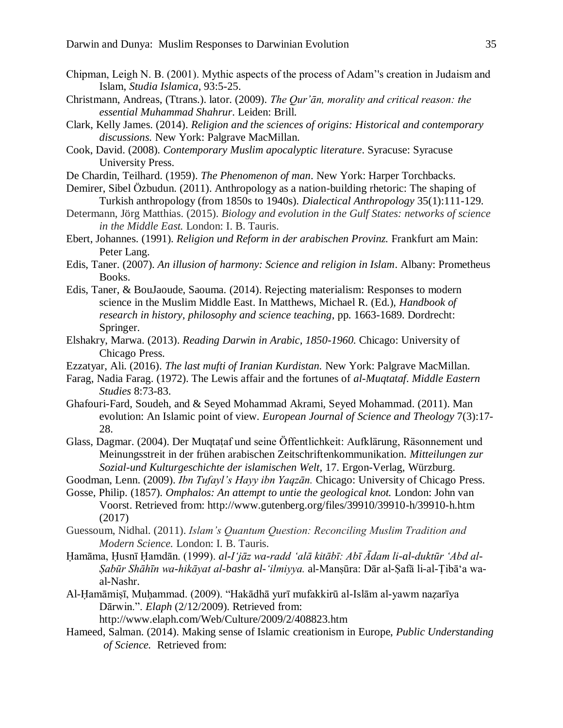Chipman, Leigh N. B. (2001). Mythic aspects of the process of Adam''s creation in Judaism and Islam, *Studia Islamica*, 93:5-25.

Christmann, Andreas, (Ttrans.). lator. (2009). *The Qur'ān, morality and critical reason: the essential Muhammad Shahrur*. Leiden: Brill.

Clark, Kelly James. (2014). *Religion and the sciences of origins: Historical and contemporary discussions.* New York: Palgrave MacMillan.

Cook, David. (2008). *Contemporary Muslim apocalyptic literature*. Syracuse: Syracuse University Press.

De Chardin, Teilhard. (1959). *The Phenomenon of man*. New York: Harper Torchbacks.

Demirer, Sibel Özbudun. (2011). Anthropology as a nation-building rhetoric: The shaping of Turkish anthropology (from 1850s to 1940s). *Dialectical Anthropology* 35(1):111-129.

Determann, Jörg Matthias. (2015). *Biology and evolution in the Gulf States: networks of science in the Middle East.* London: I. B. Tauris.

Ebert, Johannes. (1991). *Religion und Reform in der arabischen Provinz.* Frankfurt am Main: Peter Lang.

Edis, Taner. (2007). *An illusion of harmony: Science and religion in Islam*. Albany: Prometheus Books.

Edis, Taner, & BouJaoude, Saouma. (2014). Rejecting materialism: Responses to modern science in the Muslim Middle East. In Matthews, Michael R. (Ed.), *Handbook of research in history, philosophy and science teaching*, pp. 1663-1689. Dordrecht: Springer.

Elshakry, Marwa. (2013). *Reading Darwin in Arabic, 1850-1960.* Chicago: University of Chicago Press.

Ezzatyar, Ali. (2016). *The last mufti of Iranian Kurdistan.* New York: Palgrave MacMillan.

Farag, Nadia Farag. (1972). The Lewis affair and the fortunes of *al-Muqtataf*. *Middle Eastern Studies* 8:73-83.

Ghafouri-Fard, Soudeh, and & Seyed Mohammad Akrami, Seyed Mohammad. (2011). Man evolution: An Islamic point of view. *European Journal of Science and Theology* 7(3):17-28.

Glass, Dagmar. (2004). Der Muqtaṭaf und seine Öffentlichkeit: Aufklärung, Räsonnement und Meinungsstreit in der frühen arabischen Zeitschriftenkommunikation. *Mitteilungen zur Sozial-und Kulturgeschichte der islamischen Welt,* 17. Ergon-Verlag, Würzburg.

Goodman, Lenn. (2009). *Ibn Tufayl's Hayy ibn Yaqzān.* Chicago: University of Chicago Press.

Gosse, Philip. (1857). *Omphalos: An attempt to untie the geological knot.* London: John van Voorst. Retrieved from: http://www.gutenberg.org/files/39910/39910-h/39910-h.htm (2017)

Guessoum, Nidhal. (2011). *Islam's Quantum Question: Reconciling Muslim Tradition and Modern Science.* London: I. B. Tauris.

Ḥamāma, Ḥusnī Ḥamdān. (1999). *al-I'jāz wa-radd 'alā kitābī: Abī Ādam li-al-duktūr 'Abd al-Ṣabūr Shāhīn wa-hikāyat al-bashr al-'ilmiyya.* al-Manṣūra: Dār al-Ṣafā li-al-Ṭibā'a wa-al-Nashr.

Al-Ḥamāmiṣī, Muḥammad. (2009). "Hakādhā yurī mufakkirū al-Islām al-yawm naẓarīya Dārwin.". *Elaph* (2/12/2009). Retrieved from: http://www.elaph.com/Web/Culture/2009/2/408823.htm

Hameed, Salman. (2014). Making sense of Islamic creationism in Europe, *Public Understanding of Science.* Retrieved from: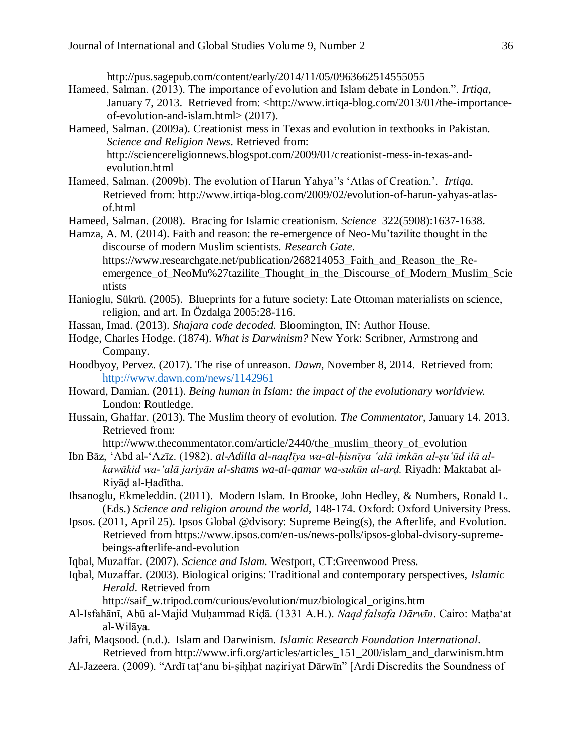http://pus.sagepub.com/content/early/2014/11/05/0963662514555055

Hameed, Salman. (2013). The importance of evolution and Islam debate in London.". *Irtiqa*, January 7, 2013. Retrieved from: <http://www.irtiqa-blog.com/2013/01/the-importance-of-evolution-and-islam.html> (2017).

Hameed, Salman. (2009a). Creationist mess in Texas and evolution in textbooks in Pakistan. *Science and Religion News*. Retrieved from: http://sciencereligionnews.blogspot.com/2009/01/creationist-mess-in-texas-and-evolution.html

Hameed, Salman. (2009b). The evolution of Harun Yahya"s 'Atlas of Creation.'. *Irtiqa.* Retrieved from: http://www.irtiqa-blog.com/2009/02/evolution-of-harun-yahyas-atlas-of.html

Hameed, Salman. (2008). Bracing for Islamic creationism. *Science* 322(5908):1637-1638.

Hamza, A. M. (2014). Faith and reason: the re-emergence of Neo-Mu'tazilite thought in the discourse of modern Muslim scientists. *Research Gate*. https://www.researchgate.net/publication/268214053_Faith_and_Reason_the_Re-emergence_of_NeoMu%27tazilite_Thought_in_the_Discourse_of_Modern_Muslim_Scientists

Hanioglu, Sükrü. (2005). Blueprints for a future society: Late Ottoman materialists on science, religion, and art. In Özdalga 2005:28-116.

Hassan, Imad. (2013). *Shajara code decoded.* Bloomington, IN: Author House.

Hodge, Charles Hodge. (1874). *What is Darwinism?* New York: Scribner, Armstrong and Company.

Hoodbyoy, Pervez. (2017). The rise of unreason. *Dawn*, November 8, 2014. Retrieved from: http://www.dawn.com/news/1142961

Howard, Damian. (2011). *Being human in Islam: the impact of the evolutionary worldview.* London: Routledge.

Hussain, Ghaffar. (2013). The Muslim theory of evolution. *The Commentator*, January 14. 2013. Retrieved from: http://www.thecommentator.com/article/2440/the_muslim_theory_of_evolution

Ibn Bāz, 'Abd al-'Azīz. (1982). *al-Adilla al-naqlīya wa-al-ḥisnīya 'alā imkān al-ṣu'ūd ilā al-kawākid wa-'alā jariyān al-shams wa-al-qamar wa-sukūn al-arḍ.* Riyadh: Maktabat al-Riyāḍ al-Ḥadītha.

Ihsanoglu, Ekmeleddin. (2011). Modern Islam. In Brooke, John Hedley, & Numbers, Ronald L. (Eds.) *Science and religion around the world,* 148-174. Oxford: Oxford University Press.

Ipsos. (2011, April 25). Ipsos Global @dvisory: Supreme Being(s), the Afterlife, and Evolution. Retrieved from https://www.ipsos.com/en-us/news-polls/ipsos-global-dvisory-supreme-beings-afterlife-and-evolution

Iqbal, Muzaffar. (2007). *Science and Islam.* Westport, CT:Greenwood Press.

Iqbal, Muzaffar. (2003). Biological origins: Traditional and contemporary perspectives, *Islamic Herald*. Retrieved from http://saif_w.tripod.com/curious/evolution/muz/biological_origins.htm

Al-Isfahānī, Abū al-Majid Muḥammad Riḍā. (1331 A.H.). *Naqd falsafa Dārwīn*. Cairo: Maṭba'at al-Wilāya.

Jafri, Maqsood. (n.d.). Islam and Darwinism. *Islamic Research Foundation International*. Retrieved from http://www.irfi.org/articles/articles_151_200/islam_and_darwinism.htm

Al-Jazeera. (2009). "Ardī taṭ'anu bi-ṣiḥḥat naẓiriyat Dārwīn" [Ardi Discredits the Soundness of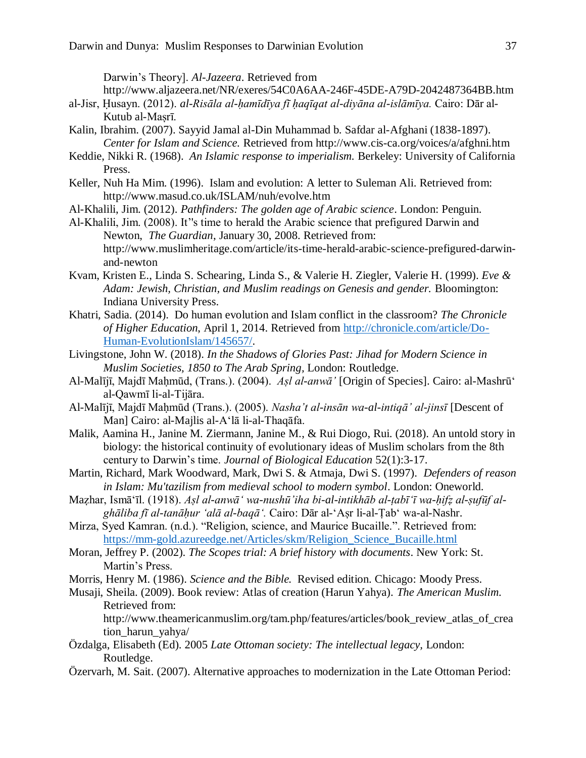Darwin's Theory]. *Al-Jazeera*. Retrieved from http://www.aljazeera.net/NR/exeres/54C0A6AA-246F-45DE-A79D-2042487364BB.htm

al-Jisr, Ḥusayn. (2012). *al-Risāla al-ḥamīdīya fī ḥaqīqat al-diyāna al-islāmīya.* Cairo: Dār al-Kutub al-Maṣrī.

Kalin, Ibrahim. (2007). Sayyid Jamal al-Din Muhammad b. Safdar al-Afghani (1838-1897). *Center for Islam and Science.* Retrieved from http://www.cis-ca.org/voices/a/afghni.htm

Keddie, Nikki R. (1968). *An Islamic response to imperialism.* Berkeley: University of California Press.

Keller, Nuh Ha Mim. (1996). Islam and evolution: A letter to Suleman Ali. Retrieved from: http://www.masud.co.uk/ISLAM/nuh/evolve.htm

Al-Khalili, Jim. (2012). *Pathfinders: The golden age of Arabic science*. London: Penguin.

Al-Khalili, Jim. (2008). It"s time to herald the Arabic science that prefigured Darwin and Newton, *The Guardian*, January 30, 2008. Retrieved from: http://www.muslimheritage.com/article/its-time-herald-arabic-science-prefigured-darwin-and-newton

Kvam, Kristen E., Linda S. Schearing, Linda S., & Valerie H. Ziegler, Valerie H. (1999). *Eve & Adam: Jewish, Christian, and Muslim readings on Genesis and gender.* Bloomington: Indiana University Press.

Khatri, Sadia. (2014). Do human evolution and Islam conflict in the classroom? *The Chronicle of Higher Education*, April 1, 2014. Retrieved from http://chronicle.com/article/Do-Human-EvolutionIslam/145657/.

Livingstone, John W. (2018). *In the Shadows of Glories Past: Jihad for Modern Science in Muslim Societies, 1850 to The Arab Spring*, London: Routledge.

Al-Malījī, Majdī Maḥmūd, (Trans.). (2004). *Aṣl al-anwā'* [Origin of Species]. Cairo: al-Mashrū' al-Qawmī li-al-Tijāra.

Al-Malījī, Majdī Maḥmūd (Trans.). (2005). *Nasha't al-insān wa-al-intiqā' al-jinsī* [Descent of Man] Cairo: al-Majlis al-A'lā li-al-Thaqāfa.

Malik, Aamina H., Janine M. Ziermann, Janine M., & Rui Diogo, Rui. (2018). An untold story in biology: the historical continuity of evolutionary ideas of Muslim scholars from the 8th century to Darwin's time. *Journal of Biological Education* 52(1):3-17.

Martin, Richard, Mark Woodward, Mark, Dwi S. & Atmaja, Dwi S. (1997). *Defenders of reason in Islam: Mu'tazilism from medieval school to modern symbol*. London: Oneworld.

Maẓhar, Ismā'īl. (1918). *Aṣl al-anwā' wa-nushū'iha bi-al-intikhāb al-ṭabī'ī wa-ḥifẓ al-ṣufūf al-ghāliba fī al-tanāḥur 'alā al-baqā'.* Cairo: Dār al-'Aṣr li-al-Ṭab' wa-al-Nashr.

Mirza, Syed Kamran. (n.d.). "Religion, science, and Maurice Bucaille.". Retrieved from: https://mm-gold.azureedge.net/Articles/skm/Religion_Science_Bucaille.html

Moran, Jeffrey P. (2002). *The Scopes trial: A brief history with documents*. New York: St. Martin's Press.

Morris, Henry M. (1986). *Science and the Bible.* Revised edition. Chicago: Moody Press.

Musaji, Sheila. (2009). Book review: Atlas of creation (Harun Yahya). *The American Muslim.* Retrieved from: http://www.theamericanmuslim.org/tam.php/features/articles/book_review_atlas_of_creation_harun_yahya/

Özdalga, Elisabeth (Ed). 2005 *Late Ottoman society: The intellectual legacy*, London: Routledge.

Özervarh, M. Sait. (2007). Alternative approaches to modernization in the Late Ottoman Period: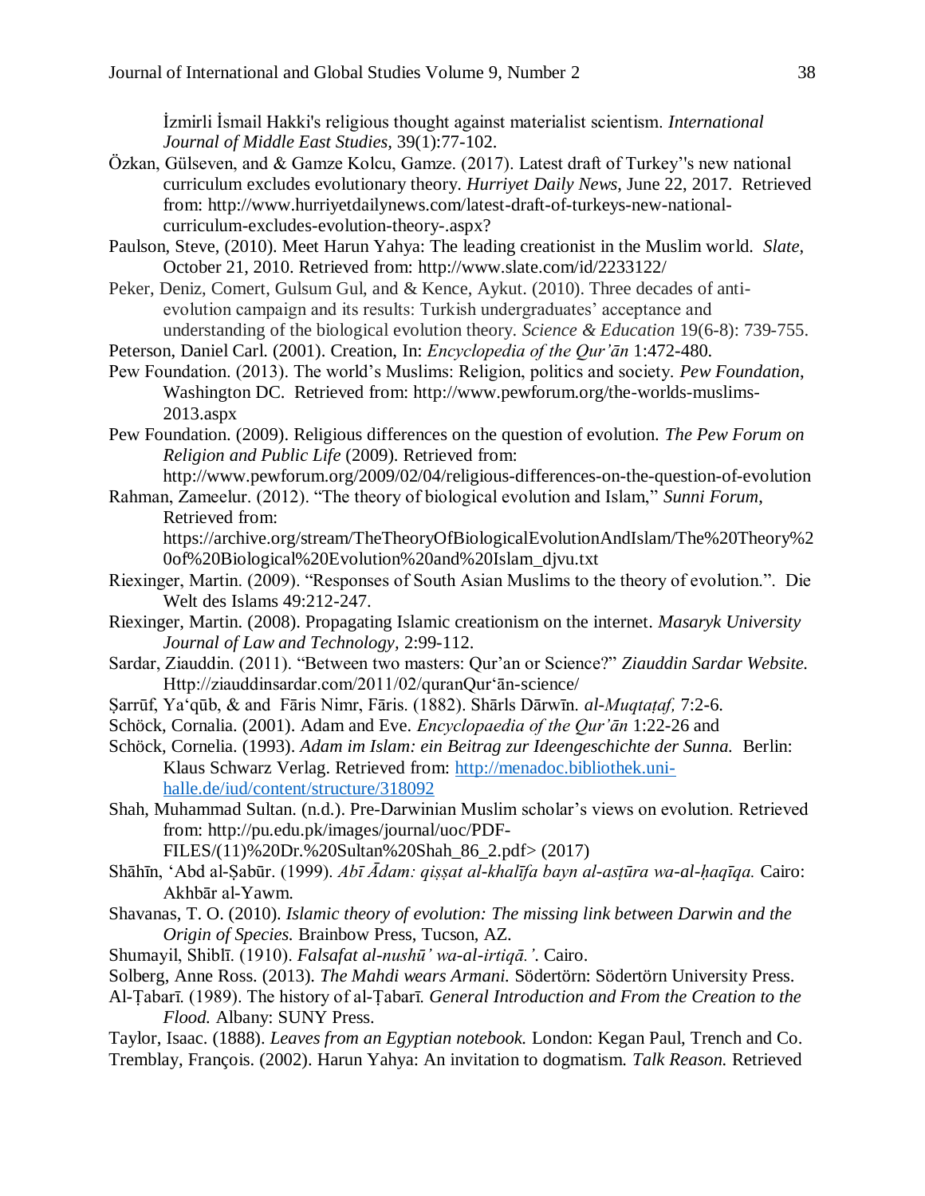İzmirli İsmail Hakki's religious thought against materialist scientism. *International Journal of Middle East Studies*, 39(1):77-102.

Özkan, Gülseven, and & Gamze Kolcu, Gamze. (2017). Latest draft of Turkey''s new national curriculum excludes evolutionary theory. *Hurriyet Daily News*, June 22, 2017. Retrieved from: http://www.hurriyetdailynews.com/latest-draft-of-turkeys-new-national-curriculum-excludes-evolution-theory-.aspx?

Paulson, Steve, (2010). Meet Harun Yahya: The leading creationist in the Muslim world. *Slate*, October 21, 2010. Retrieved from: http://www.slate.com/id/2233122/

Peker, Deniz, Comert, Gulsum Gul, and & Kence, Aykut. (2010). Three decades of anti-evolution campaign and its results: Turkish undergraduates' acceptance and understanding of the biological evolution theory. *Science & Education* 19(6-8): 739-755.

Peterson, Daniel Carl. (2001). Creation, In: *Encyclopedia of the Qur'ān* 1:472-480.

Pew Foundation. (2013). The world's Muslims: Religion, politics and society. *Pew Foundation*, Washington DC. Retrieved from: http://www.pewforum.org/the-worlds-muslims-2013.aspx

Pew Foundation. (2009). Religious differences on the question of evolution. *The Pew Forum on Religion and Public Life* (2009). Retrieved from: http://www.pewforum.org/2009/02/04/religious-differences-on-the-question-of-evolution

Rahman, Zameelur. (2012). "The theory of biological evolution and Islam," *Sunni Forum*, Retrieved from: https://archive.org/stream/TheTheoryOfBiologicalEvolutionAndIslam/The%20Theory%20of%20Biological%20Evolution%20and%20Islam_djvu.txt

Riexinger, Martin. (2009). "Responses of South Asian Muslims to the theory of evolution.". Die Welt des Islams 49:212-247.

Riexinger, Martin. (2008). Propagating Islamic creationism on the internet. *Masaryk University Journal of Law and Technology*, 2:99-112.

Sardar, Ziauddin. (2011). "Between two masters: Qur'an or Science?" *Ziauddin Sardar Website.* Http://ziauddinsardar.com/2011/02/quranQur'ān-science/

Ṣarrūf, Ya'qūb, & and Fāris Nimr, Fāris. (1882). Shārls Dārwīn. *al-Muqtaṭaf,* 7:2-6.

Schöck, Cornalia. (2001). Adam and Eve. *Encyclopaedia of the Qur'ān* 1:22-26 and

Schöck, Cornelia. (1993). *Adam im Islam: ein Beitrag zur Ideengeschichte der Sunna.* Berlin: Klaus Schwarz Verlag. Retrieved from: http://menadoc.bibliothek.uni-halle.de/iud/content/structure/318092

Shah, Muhammad Sultan. (n.d.). Pre-Darwinian Muslim scholar's views on evolution. Retrieved from: http://pu.edu.pk/images/journal/uoc/PDF-FILES/(11)%20Dr.%20Sultan%20Shah_86_2.pdf> (2017)

Shāhīn, 'Abd al-Ṣabūr. (1999). *Abī Ādam: qiṣṣat al-khalīfa bayn al-asṭūra wa-al-ḥaqīqa.* Cairo: Akhbār al-Yawm.

Shavanas, T. O. (2010). *Islamic theory of evolution: The missing link between Darwin and the Origin of Species.* Brainbow Press, Tucson, AZ.

Shumayil, Shiblī. (1910). *Falsafat al-nushū' wa-al-irtiqā.'.* Cairo.

Solberg, Anne Ross. (2013). *The Mahdi wears Armani.* Södertörn: Södertörn University Press.

Al-Ṭabarī. (1989). The history of al-Ṭabarī. *General Introduction and From the Creation to the Flood.* Albany: SUNY Press.

Taylor, Isaac. (1888). *Leaves from an Egyptian notebook.* London: Kegan Paul, Trench and Co.

Tremblay, François. (2002). Harun Yahya: An invitation to dogmatism. *Talk Reason.* Retrieved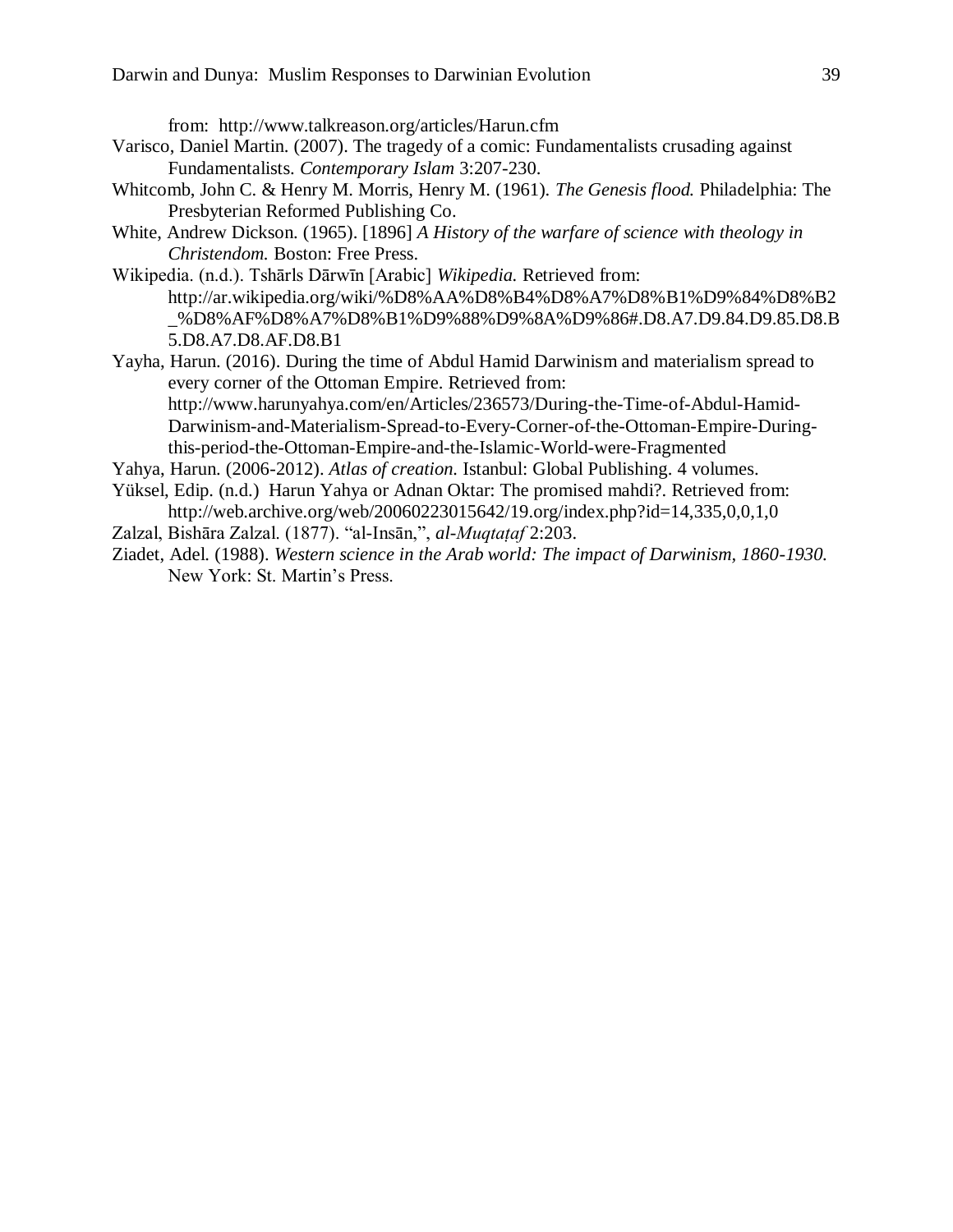from: http://www.talkreason.org/articles/Harun.cfm

Varisco, Daniel Martin. (2007). The tragedy of a comic: Fundamentalists crusading against Fundamentalists. *Contemporary Islam* 3:207-230.

Whitcomb, John C. & Henry M. Morris, Henry M. (1961). *The Genesis flood.* Philadelphia: The Presbyterian Reformed Publishing Co.

White, Andrew Dickson. (1965). [1896] *A History of the warfare of science with theology in Christendom.* Boston: Free Press.

Wikipedia. (n.d.). Tshārls Dārwīn [Arabic] *Wikipedia.* Retrieved from: http://ar.wikipedia.org/wiki/%D8%AA%D8%B4%D8%A7%D8%B1%D9%84%D8%B2_%D8%AF%D8%A7%D8%B1%D9%88%D9%8A%D9%86#.D8.A7.D9.84.D9.85.D8.B5.D8.A7.D8.AF.D8.B1

Yayha, Harun. (2016). During the time of Abdul Hamid Darwinism and materialism spread to every corner of the Ottoman Empire. Retrieved from: http://www.harunyahya.com/en/Articles/236573/During-the-Time-of-Abdul-Hamid-Darwinism-and-Materialism-Spread-to-Every-Corner-of-the-Ottoman-Empire-During-this-period-the-Ottoman-Empire-and-the-Islamic-World-were-Fragmented

Yahya, Harun. (2006-2012). *Atlas of creation.* Istanbul: Global Publishing. 4 volumes.

Yüksel, Edip. (n.d.) Harun Yahya or Adnan Oktar: The promised mahdi?. Retrieved from: http://web.archive.org/web/20060223015642/19.org/index.php?id=14,335,0,0,1,0

Zalzal, Bishāra Zalzal. (1877). "al-Insān,", *al-Muqtaṭaf* 2:203.

Ziadet, Adel. (1988). *Western science in the Arab world: The impact of Darwinism, 1860-1930.* New York: St. Martin's Press.